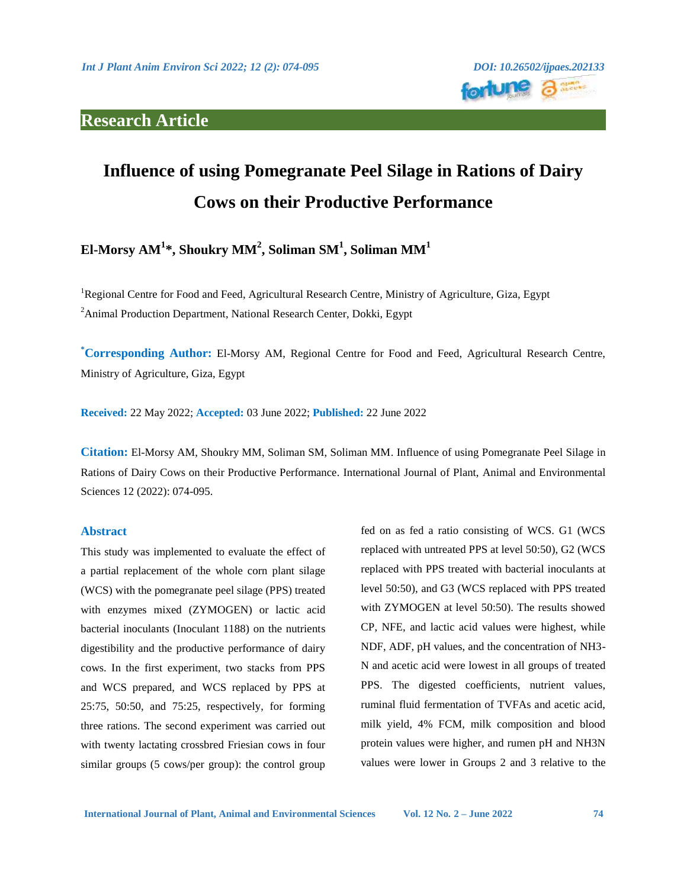**Research Article**

# Influence of using Pomegranate Peel Silage in Rations of Dairy Cows on their Productive Performance

**El-Morsy AM[1]*, Shoukry MM[2], Soliman SM[1], Soliman MM[1]**

[1]Regional Centre for Food and Feed, Agricultural Research Centre, Ministry of Agriculture, Giza, Egypt

[2]Animal Production Department, National Research Center, Dokki, Egypt

***Corresponding Author:** El-Morsy AM, Regional Centre for Food and Feed, Agricultural Research Centre, Ministry of Agriculture, Giza, Egypt

**Received:** 22 May 2022; **Accepted:** 03 June 2022; **Published:** 22 June 2022

**Citation:** El-Morsy AM, Shoukry MM, Soliman SM, Soliman MM. Influence of using Pomegranate Peel Silage in Rations of Dairy Cows on their Productive Performance. International Journal of Plant, Animal and Environmental Sciences 12 (2022): 074-095.

## Abstract

This study was implemented to evaluate the effect of a partial replacement of the whole corn plant silage (WCS) with the pomegranate peel silage (PPS) treated with enzymes mixed (ZYMOGEN) or lactic acid bacterial inoculants (Inoculant 1188) on the nutrients digestibility and the productive performance of dairy cows. In the first experiment, two stacks from PPS and WCS prepared, and WCS replaced by PPS at 25:75, 50:50, and 75:25, respectively, for forming three rations. The second experiment was carried out with twenty lactating crossbred Friesian cows in four similar groups (5 cows/per group): the control group fed on as fed a ratio consisting of WCS. G1 (WCS replaced with untreated PPS at level 50:50), G2 (WCS replaced with PPS treated with bacterial inoculants at level 50:50), and G3 (WCS replaced with PPS treated with ZYMOGEN at level 50:50). The results showed CP, NFE, and lactic acid values were highest, while NDF, ADF, pH values, and the concentration of NH3-N and acetic acid were lowest in all groups of treated PPS. The digested coefficients, nutrient values, ruminal fluid fermentation of TVFAs and acetic acid, milk yield, 4% FCM, milk composition and blood protein values were higher, and rumen pH and NH3N values were lower in Groups 2 and 3 relative to the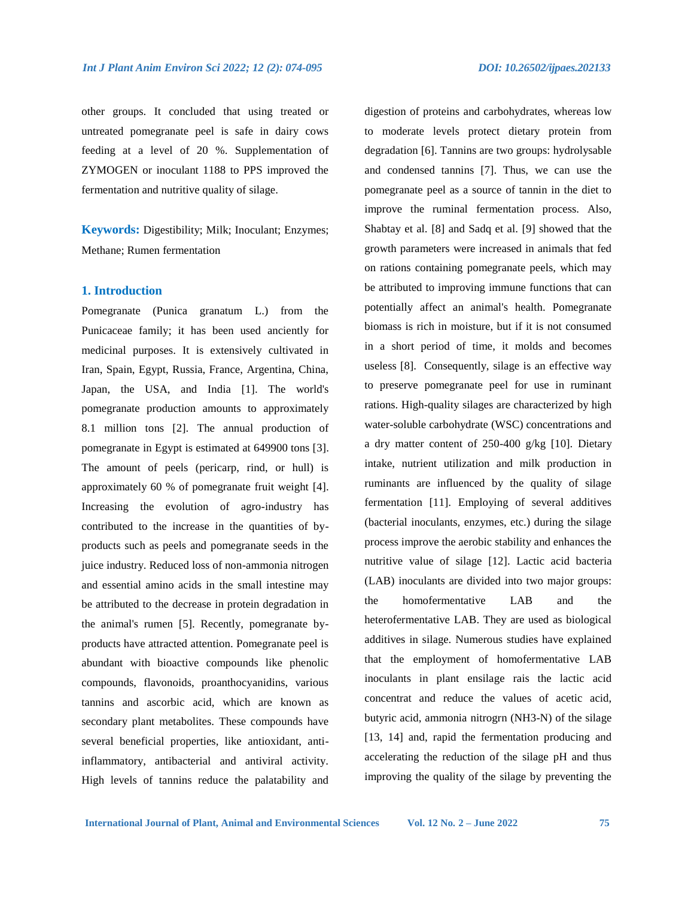other groups. It concluded that using treated or untreated pomegranate peel is safe in dairy cows feeding at a level of 20 %. Supplementation of ZYMOGEN or inoculant 1188 to PPS improved the fermentation and nutritive quality of silage.

**Keywords:** Digestibility; Milk; Inoculant; Enzymes; Methane; Rumen fermentation

## 1. Introduction

Pomegranate (Punica granatum L.) from the Punicaceae family; it has been used anciently for medicinal purposes. It is extensively cultivated in Iran, Spain, Egypt, Russia, France, Argentina, China, Japan, the USA, and India [1]. The world's pomegranate production amounts to approximately 8.1 million tons [2]. The annual production of pomegranate in Egypt is estimated at 649900 tons [3]. The amount of peels (pericarp, rind, or hull) is approximately 60 % of pomegranate fruit weight [4]. Increasing the evolution of agro-industry has contributed to the increase in the quantities of by-products such as peels and pomegranate seeds in the juice industry. Reduced loss of non-ammonia nitrogen and essential amino acids in the small intestine may be attributed to the decrease in protein degradation in the animal's rumen [5]. Recently, pomegranate by-products have attracted attention. Pomegranate peel is abundant with bioactive compounds like phenolic compounds, flavonoids, proanthocyanidins, various tannins and ascorbic acid, which are known as secondary plant metabolites. These compounds have several beneficial properties, like antioxidant, anti-inflammatory, antibacterial and antiviral activity. High levels of tannins reduce the palatability and digestion of proteins and carbohydrates, whereas low to moderate levels protect dietary protein from degradation [6]. Tannins are two groups: hydrolysable and condensed tannins [7]. Thus, we can use the pomegranate peel as a source of tannin in the diet to improve the ruminal fermentation process. Also, Shabtay et al. [8] and Sadq et al. [9] showed that the growth parameters were increased in animals that fed on rations containing pomegranate peels, which may be attributed to improving immune functions that can potentially affect an animal's health. Pomegranate biomass is rich in moisture, but if it is not consumed in a short period of time, it molds and becomes useless [8]. Consequently, silage is an effective way to preserve pomegranate peel for use in ruminant rations. High-quality silages are characterized by high water-soluble carbohydrate (WSC) concentrations and a dry matter content of 250-400 g/kg [10]. Dietary intake, nutrient utilization and milk production in ruminants are influenced by the quality of silage fermentation [11]. Employing of several additives (bacterial inoculants, enzymes, etc.) during the silage process improve the aerobic stability and enhances the nutritive value of silage [12]. Lactic acid bacteria (LAB) inoculants are divided into two major groups: the homofermentative LAB and the heterofermentative LAB. They are used as biological additives in silage. Numerous studies have explained that the employment of homofermentative LAB inoculants in plant ensilage rais the lactic acid concentrat and reduce the values of acetic acid, butyric acid, ammonia nitrogrn ($NH_3$-N) of the silage [13, 14] and, rapid the fermentation producing and accelerating the reduction of the silage pH and thus improving the quality of the silage by preventing the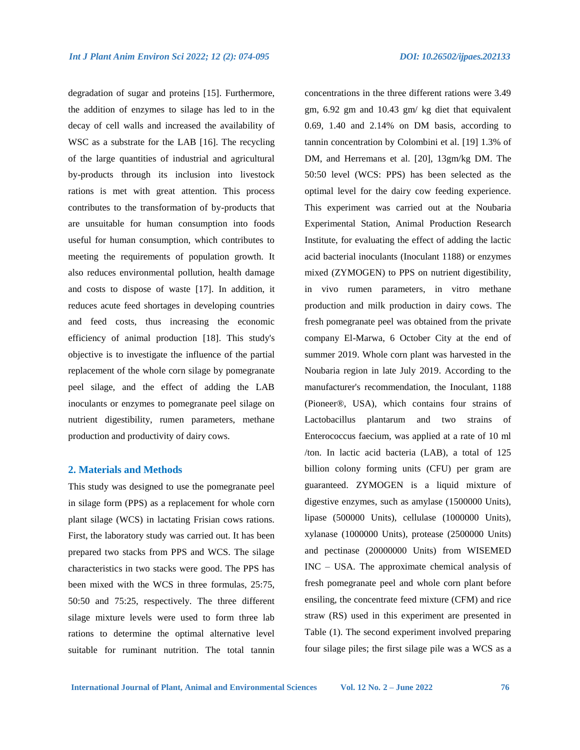degradation of sugar and proteins [15]. Furthermore, the addition of enzymes to silage has led to in the decay of cell walls and increased the availability of WSC as a substrate for the LAB [16]. The recycling of the large quantities of industrial and agricultural by-products through its inclusion into livestock rations is met with great attention. This process contributes to the transformation of by-products that are unsuitable for human consumption into foods useful for human consumption, which contributes to meeting the requirements of population growth. It also reduces environmental pollution, health damage and costs to dispose of waste [17]. In addition, it reduces acute feed shortages in developing countries and feed costs, thus increasing the economic efficiency of animal production [18]. This study's objective is to investigate the influence of the partial replacement of the whole corn silage by pomegranate peel silage, and the effect of adding the LAB inoculants or enzymes to pomegranate peel silage on nutrient digestibility, rumen parameters, methane production and productivity of dairy cows.

## 2. Materials and Methods

This study was designed to use the pomegranate peel in silage form (PPS) as a replacement for whole corn plant silage (WCS) in lactating Frisian cows rations. First, the laboratory study was carried out. It has been prepared two stacks from PPS and WCS. The silage characteristics in two stacks were good. The PPS has been mixed with the WCS in three formulas, 25:75, 50:50 and 75:25, respectively. The three different silage mixture levels were used to form three lab rations to determine the optimal alternative level suitable for ruminant nutrition. The total tannin concentrations in the three different rations were 3.49 gm, 6.92 gm and 10.43 gm/ kg diet that equivalent 0.69, 1.40 and 2.14% on DM basis, according to tannin concentration by Colombini et al. [19] 1.3% of DM, and Herremans et al. [20], 13gm/kg DM. The 50:50 level (WCS: PPS) has been selected as the optimal level for the dairy cow feeding experience. This experiment was carried out at the Noubaria Experimental Station, Animal Production Research Institute, for evaluating the effect of adding the lactic acid bacterial inoculants (Inoculant 1188) or enzymes mixed (ZYMOGEN) to PPS on nutrient digestibility, in vivo rumen parameters, in vitro methane production and milk production in dairy cows. The fresh pomegranate peel was obtained from the private company El-Marwa, 6 October City at the end of summer 2019. Whole corn plant was harvested in the Noubaria region in late July 2019. According to the manufacturer's recommendation, the Inoculant, 1188 (Pioneer®, USA), which contains four strains of Lactobacillus plantarum and two strains of Enterococcus faecium, was applied at a rate of 10 ml /ton. In lactic acid bacteria (LAB), a total of 125 billion colony forming units (CFU) per gram are guaranteed. ZYMOGEN is a liquid mixture of digestive enzymes, such as amylase (1500000 Units), lipase (500000 Units), cellulase (1000000 Units), xylanase (1000000 Units), protease (2500000 Units) and pectinase (20000000 Units) from WISEMED INC – USA. The approximate chemical analysis of fresh pomegranate peel and whole corn plant before ensiling, the concentrate feed mixture (CFM) and rice straw (RS) used in this experiment are presented in Table (1). The second experiment involved preparing four silage piles; the first silage pile was a WCS as a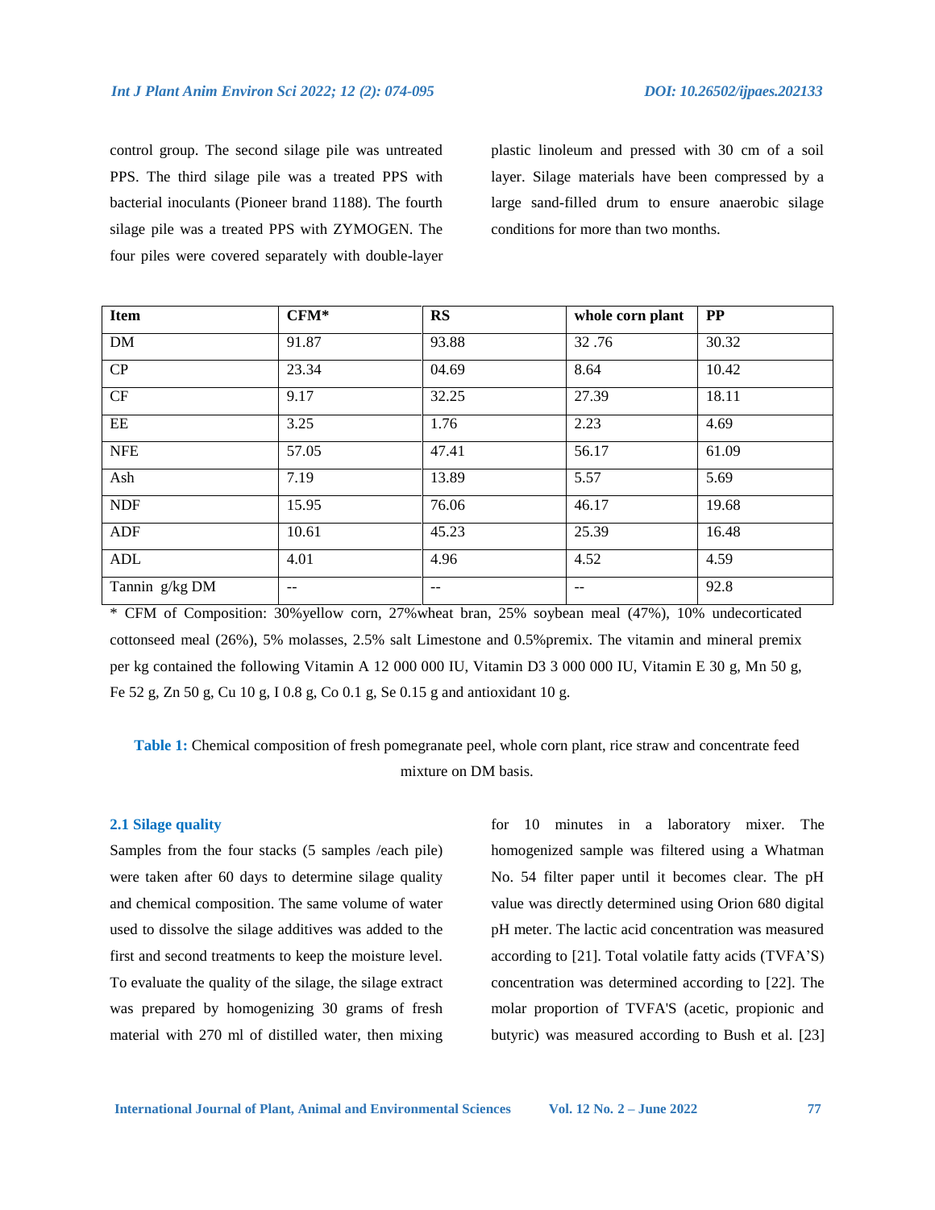control group. The second silage pile was untreated PPS. The third silage pile was a treated PPS with bacterial inoculants (Pioneer brand 1188). The fourth silage pile was a treated PPS with ZYMOGEN. The four piles were covered separately with double-layer plastic linoleum and pressed with 30 cm of a soil layer. Silage materials have been compressed by a large sand-filled drum to ensure anaerobic silage conditions for more than two months.

| Item | CFM* | RS | whole corn plant | PP |
|---|---|---|---|---|
| DM | 91.87 | 93.88 | 32 .76 | 30.32 |
| CP | 23.34 | 04.69 | 8.64 | 10.42 |
| CF | 9.17 | 32.25 | 27.39 | 18.11 |
| EE | 3.25 | 1.76 | 2.23 | 4.69 |
| NFE | 57.05 | 47.41 | 56.17 | 61.09 |
| Ash | 7.19 | 13.89 | 5.57 | 5.69 |
| NDF | 15.95 | 76.06 | 46.17 | 19.68 |
| ADF | 10.61 | 45.23 | 25.39 | 16.48 |
| ADL | 4.01 | 4.96 | 4.52 | 4.59 |
| Tannin g/kg DM | -- | -- | -- | 92.8 |

* CFM of Composition: 30%yellow corn, 27%wheat bran, 25% soybean meal (47%), 10% undecorticated cottonseed meal (26%), 5% molasses, 2.5% salt Limestone and 0.5%premix. The vitamin and mineral premix per kg contained the following Vitamin A 12 000 000 IU, Vitamin D3 3 000 000 IU, Vitamin E 30 g, Mn 50 g, Fe 52 g, Zn 50 g, Cu 10 g, I 0.8 g, Co 0.1 g, Se 0.15 g and antioxidant 10 g.

**Table 1:** Chemical composition of fresh pomegranate peel, whole corn plant, rice straw and concentrate feed mixture on DM basis.

### 2.1 Silage quality

Samples from the four stacks (5 samples /each pile) were taken after 60 days to determine silage quality and chemical composition. The same volume of water used to dissolve the silage additives was added to the first and second treatments to keep the moisture level. To evaluate the quality of the silage, the silage extract was prepared by homogenizing 30 grams of fresh material with 270 ml of distilled water, then mixing for 10 minutes in a laboratory mixer. The homogenized sample was filtered using a Whatman No. 54 filter paper until it becomes clear. The pH value was directly determined using Orion 680 digital pH meter. The lactic acid concentration was measured according to [21]. Total volatile fatty acids (TVFA'S) concentration was determined according to [22]. The molar proportion of TVFA'S (acetic, propionic and butyric) was measured according to Bush et al. [23]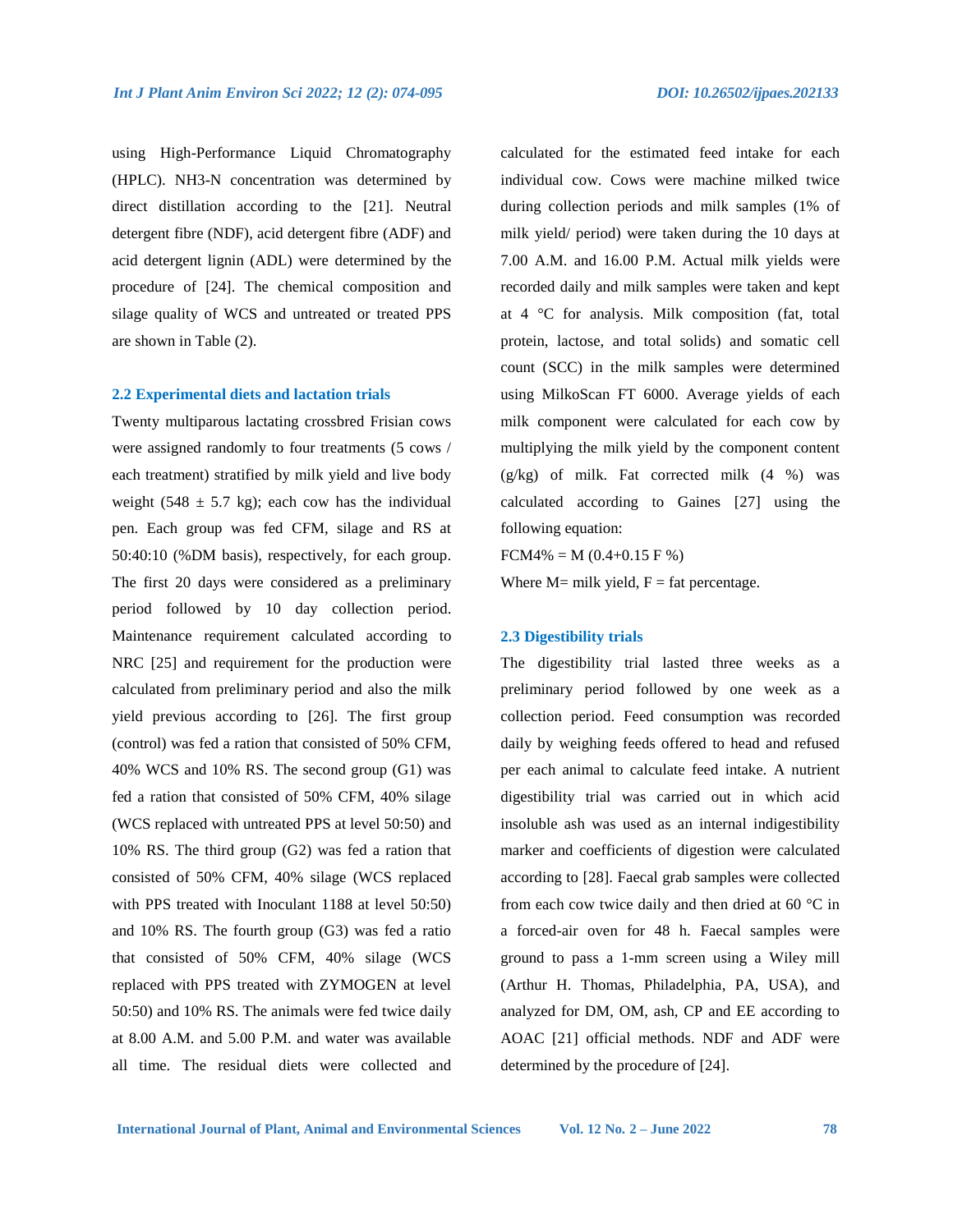using High-Performance Liquid Chromatography (HPLC). NH3-N concentration was determined by direct distillation according to the [21]. Neutral detergent fibre (NDF), acid detergent fibre (ADF) and acid detergent lignin (ADL) were determined by the procedure of [24]. The chemical composition and silage quality of WCS and untreated or treated PPS are shown in Table (2).

### 2.2 Experimental diets and lactation trials

Twenty multiparous lactating crossbred Frisian cows were assigned randomly to four treatments (5 cows / each treatment) stratified by milk yield and live body weight (548 ± 5.7 kg); each cow has the individual pen. Each group was fed CFM, silage and RS at 50:40:10 (%DM basis), respectively, for each group. The first 20 days were considered as a preliminary period followed by 10 day collection period. Maintenance requirement calculated according to NRC [25] and requirement for the production were calculated from preliminary period and also the milk yield previous according to [26]. The first group (control) was fed a ration that consisted of 50% CFM, 40% WCS and 10% RS. The second group (G1) was fed a ration that consisted of 50% CFM, 40% silage (WCS replaced with untreated PPS at level 50:50) and 10% RS. The third group (G2) was fed a ration that consisted of 50% CFM, 40% silage (WCS replaced with PPS treated with Inoculant 1188 at level 50:50) and 10% RS. The fourth group (G3) was fed a ratio that consisted of 50% CFM, 40% silage (WCS replaced with PPS treated with ZYMOGEN at level 50:50) and 10% RS. The animals were fed twice daily at 8.00 A.M. and 5.00 P.M. and water was available all time. The residual diets were collected and calculated for the estimated feed intake for each individual cow. Cows were machine milked twice during collection periods and milk samples (1% of milk yield/ period) were taken during the 10 days at 7.00 A.M. and 16.00 P.M. Actual milk yields were recorded daily and milk samples were taken and kept at 4 °C for analysis. Milk composition (fat, total protein, lactose, and total solids) and somatic cell count (SCC) in the milk samples were determined using MilkoScan FT 6000. Average yields of each milk component were calculated for each cow by multiplying the milk yield by the component content (g/kg) of milk. Fat corrected milk (4 %) was calculated according to Gaines [27] using the following equation:

$$FCM4\% = M\ (0.4+0.15\ F\ \%)$$

Where M= milk yield, F = fat percentage.

### 2.3 Digestibility trials

The digestibility trial lasted three weeks as a preliminary period followed by one week as a collection period. Feed consumption was recorded daily by weighing feeds offered to head and refused per each animal to calculate feed intake. A nutrient digestibility trial was carried out in which acid insoluble ash was used as an internal indigestibility marker and coefficients of digestion were calculated according to [28]. Faecal grab samples were collected from each cow twice daily and then dried at 60 °C in a forced-air oven for 48 h. Faecal samples were ground to pass a 1-mm screen using a Wiley mill (Arthur H. Thomas, Philadelphia, PA, USA), and analyzed for DM, OM, ash, CP and EE according to AOAC [21] official methods. NDF and ADF were determined by the procedure of [24].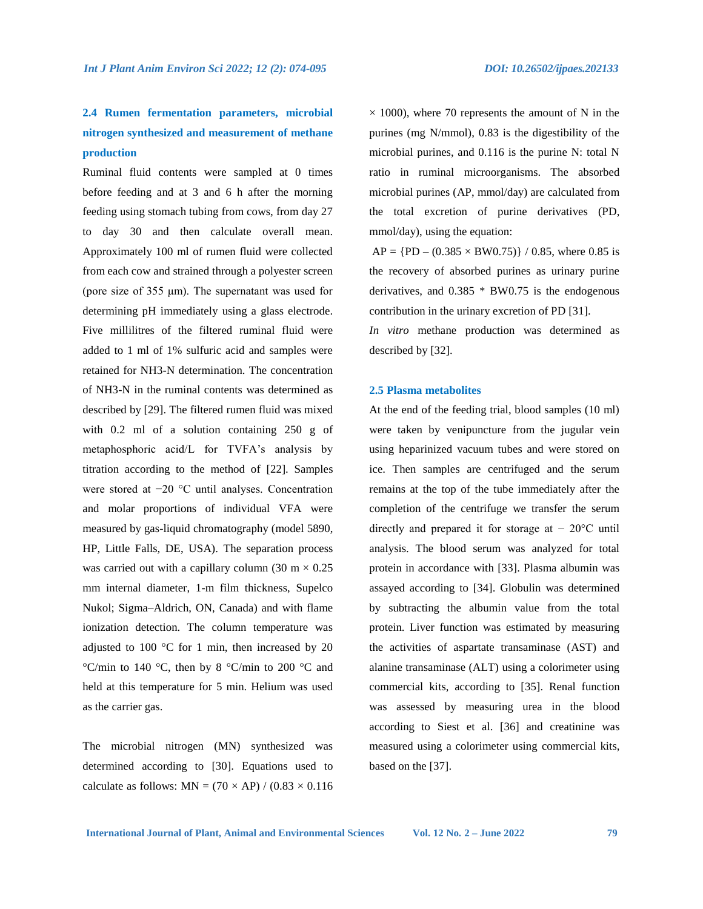### 2.4 Rumen fermentation parameters, microbial nitrogen synthesized and measurement of methane production

Ruminal fluid contents were sampled at 0 times before feeding and at 3 and 6 h after the morning feeding using stomach tubing from cows, from day 27 to day 30 and then calculate overall mean. Approximately 100 ml of rumen fluid were collected from each cow and strained through a polyester screen (pore size of 355 μm). The supernatant was used for determining pH immediately using a glass electrode. Five millilitres of the filtered ruminal fluid were added to 1 ml of 1% sulfuric acid and samples were retained for $NH_3$-N determination. The concentration of $NH_3$-N in the ruminal contents was determined as described by [29]. The filtered rumen fluid was mixed with 0.2 ml of a solution containing 250 g of metaphosphoric acid/L for TVFA's analysis by titration according to the method of [22]. Samples were stored at −20 °C until analyses. Concentration and molar proportions of individual VFA were measured by gas-liquid chromatography (model 5890, HP, Little Falls, DE, USA). The separation process was carried out with a capillary column (30 m × 0.25 mm internal diameter, 1-m film thickness, Supelco Nukol; Sigma–Aldrich, ON, Canada) and with flame ionization detection. The column temperature was adjusted to 100 °C for 1 min, then increased by 20 °C/min to 140 °C, then by 8 °C/min to 200 °C and held at this temperature for 5 min. Helium was used as the carrier gas.

The microbial nitrogen (MN) synthesized was determined according to [30]. Equations used to calculate as follows: $MN = (70 \times AP) / (0.83 \times 0.116 \times 1000)$, where 70 represents the amount of N in the purines (mg N/mmol), 0.83 is the digestibility of the microbial purines, and 0.116 is the purine N: total N ratio in ruminal microorganisms. The absorbed microbial purines (AP, mmol/day) are calculated from the total excretion of purine derivatives (PD, mmol/day), using the equation:

$AP = \{PD - (0.385 \times BW^{0.75})\} / 0.85$, where 0.85 is the recovery of absorbed purines as urinary purine derivatives, and $0.385 * BW^{0.75}$ is the endogenous contribution in the urinary excretion of PD [31].

*In vitro* methane production was determined as described by [32].

### 2.5 Plasma metabolites

At the end of the feeding trial, blood samples (10 ml) were taken by venipuncture from the jugular vein using heparinized vacuum tubes and were stored on ice. Then samples are centrifuged and the serum remains at the top of the tube immediately after the completion of the centrifuge we transfer the serum directly and prepared it for storage at − 20°C until analysis. The blood serum was analyzed for total protein in accordance with [33]. Plasma albumin was assayed according to [34]. Globulin was determined by subtracting the albumin value from the total protein. Liver function was estimated by measuring the activities of aspartate transaminase (AST) and alanine transaminase (ALT) using a colorimeter using commercial kits, according to [35]. Renal function was assessed by measuring urea in the blood according to Siest et al. [36] and creatinine was measured using a colorimeter using commercial kits, based on the [37].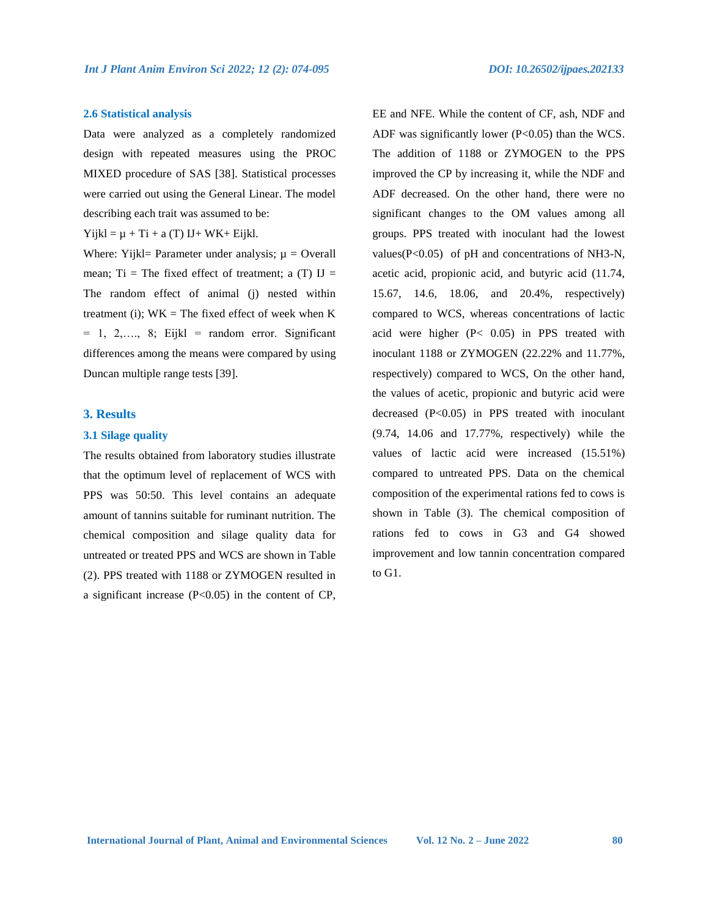### 2.6 Statistical analysis

Data were analyzed as a completely randomized design with repeated measures using the PROC MIXED procedure of SAS [38]. Statistical processes were carried out using the General Linear. The model describing each trait was assumed to be:

$Y_{ijkl} = \mu + T_i + a(T)_{IJ} + W_K + E_{ijkl}$.

Where: $Y_{ijkl}$= Parameter under analysis; $\mu$ = Overall mean; $T_i$ = The fixed effect of treatment; $a(T)_{IJ}$ = The random effect of animal (j) nested within treatment (i); $W_K$ = The fixed effect of week when K = 1, 2,…., 8; $E_{ijkl}$ = random error. Significant differences among the means were compared by using Duncan multiple range tests [39].

## 3. Results

### 3.1 Silage quality

The results obtained from laboratory studies illustrate that the optimum level of replacement of WCS with PPS was 50:50. This level contains an adequate amount of tannins suitable for ruminant nutrition. The chemical composition and silage quality data for untreated or treated PPS and WCS are shown in Table (2). PPS treated with 1188 or ZYMOGEN resulted in a significant increase ($P<0.05$) in the content of CP, EE and NFE. While the content of CF, ash, NDF and ADF was significantly lower ($P<0.05$) than the WCS. The addition of 1188 or ZYMOGEN to the PPS improved the CP by increasing it, while the NDF and ADF decreased. On the other hand, there were no significant changes to the OM values among all groups. PPS treated with inoculant had the lowest values($P<0.05$) of pH and concentrations of $NH_3$-N, acetic acid, propionic acid, and butyric acid (11.74, 15.67, 14.6, 18.06, and 20.4%, respectively) compared to WCS, whereas concentrations of lactic acid were higher ($P< 0.05$) in PPS treated with inoculant 1188 or ZYMOGEN (22.22% and 11.77%, respectively) compared to WCS, On the other hand, the values of acetic, propionic and butyric acid were decreased ($P<0.05$) in PPS treated with inoculant (9.74, 14.06 and 17.77%, respectively) while the values of lactic acid were increased (15.51%) compared to untreated PPS. Data on the chemical composition of the experimental rations fed to cows is shown in Table (3). The chemical composition of rations fed to cows in G3 and G4 showed improvement and low tannin concentration compared to G1.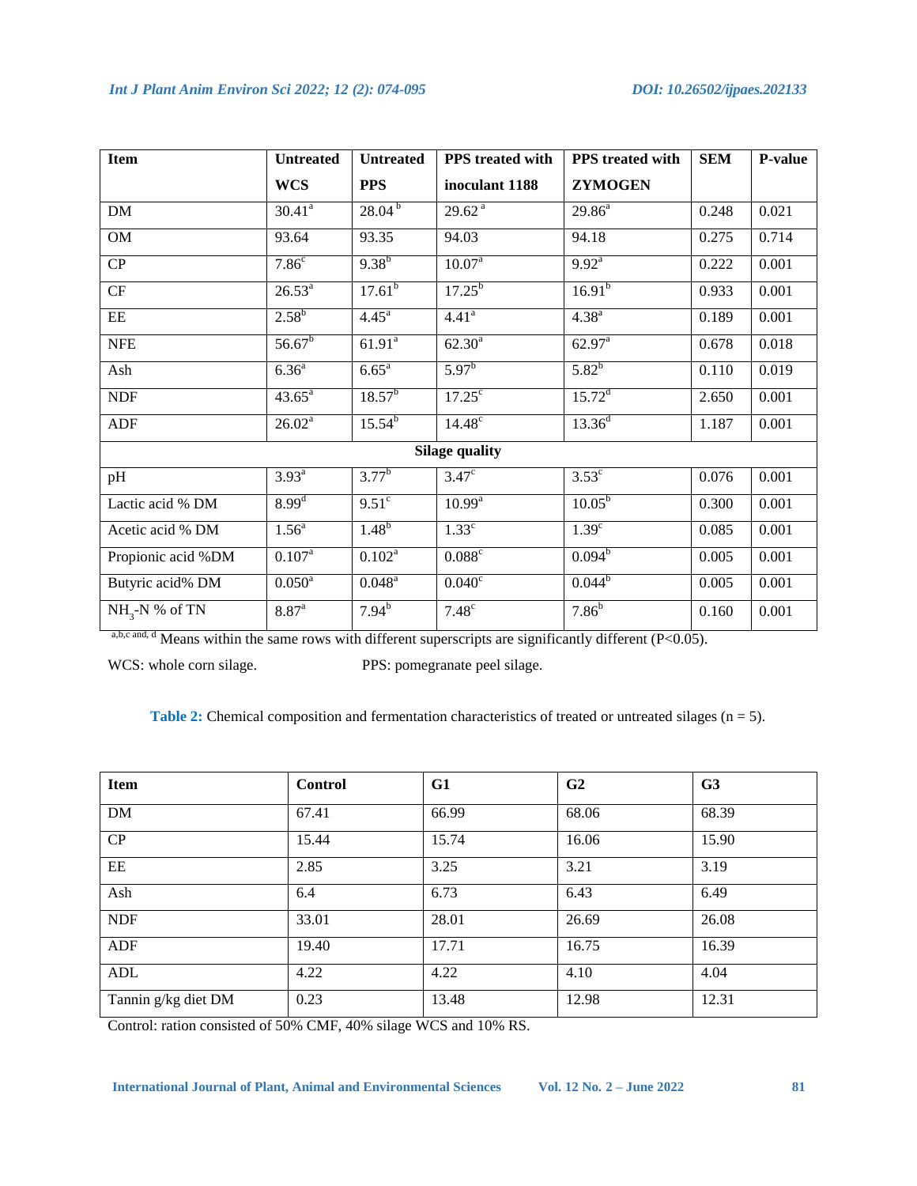| Item | Untreated WCS | Untreated PPS | PPS treated with inoculant 1188 | PPS treated with ZYMOGEN | SEM | P-value |
|---|---|---|---|---|---|---|
| DM | 30.41[a] | 28.04 [b] | 29.62 [a] | 29.86[a] | 0.248 | 0.021 |
| OM | 93.64 | 93.35 | 94.03 | 94.18 | 0.275 | 0.714 |
| CP | 7.86[c] | 9.38[b] | 10.07[a] | 9.92[a] | 0.222 | 0.001 |
| CF | 26.53[a] | 17.61[b] | 17.25[b] | 16.91[b] | 0.933 | 0.001 |
| EE | 2.58[b] | 4.45[a] | 4.41[a] | 4.38[a] | 0.189 | 0.001 |
| NFE | 56.67[b] | 61.91[a] | 62.30[a] | 62.97[a] | 0.678 | 0.018 |
| Ash | 6.36[a] | 6.65[a] | 5.97[b] | 5.82[b] | 0.110 | 0.019 |
| NDF | 43.65[a] | 18.57[b] | 17.25[c] | 15.72[d] | 2.650 | 0.001 |
| ADF | 26.02[a] | 15.54[b] | 14.48[c] | 13.36[d] | 1.187 | 0.001 |
| **Silage quality** | | | | | | |
| pH | 3.93[a] | 3.77[b] | 3.47[c] | 3.53[c] | 0.076 | 0.001 |
| Lactic acid % DM | 8.99[d] | 9.51[c] | 10.99[a] | 10.05[b] | 0.300 | 0.001 |
| Acetic acid % DM | 1.56[a] | 1.48[b] | 1.33[c] | 1.39[c] | 0.085 | 0.001 |
| Propionic acid %DM | 0.107[a] | 0.102[a] | 0.088[c] | 0.094[b] | 0.005 | 0.001 |
| Butyric acid% DM | 0.050[a] | 0.048[a] | 0.040[c] | 0.044[b] | 0.005 | 0.001 |
| $NH_3$-N % of TN | 8.87[a] | 7.94[b] | 7.48[c] | 7.86[b] | 0.160 | 0.001 |

[a,b,c and, d] Means within the same rows with different superscripts are significantly different (P<0.05).

WCS: whole corn silage. PPS: pomegranate peel silage.

**Table 2:** Chemical composition and fermentation characteristics of treated or untreated silages (n = 5).

| Item | Control | G1 | G2 | G3 |
|---|---|---|---|---|
| DM | 67.41 | 66.99 | 68.06 | 68.39 |
| CP | 15.44 | 15.74 | 16.06 | 15.90 |
| EE | 2.85 | 3.25 | 3.21 | 3.19 |
| Ash | 6.4 | 6.73 | 6.43 | 6.49 |
| NDF | 33.01 | 28.01 | 26.69 | 26.08 |
| ADF | 19.40 | 17.71 | 16.75 | 16.39 |
| ADL | 4.22 | 4.22 | 4.10 | 4.04 |
| Tannin g/kg diet DM | 0.23 | 13.48 | 12.98 | 12.31 |

Control: ration consisted of 50% CMF, 40% silage WCS and 10% RS.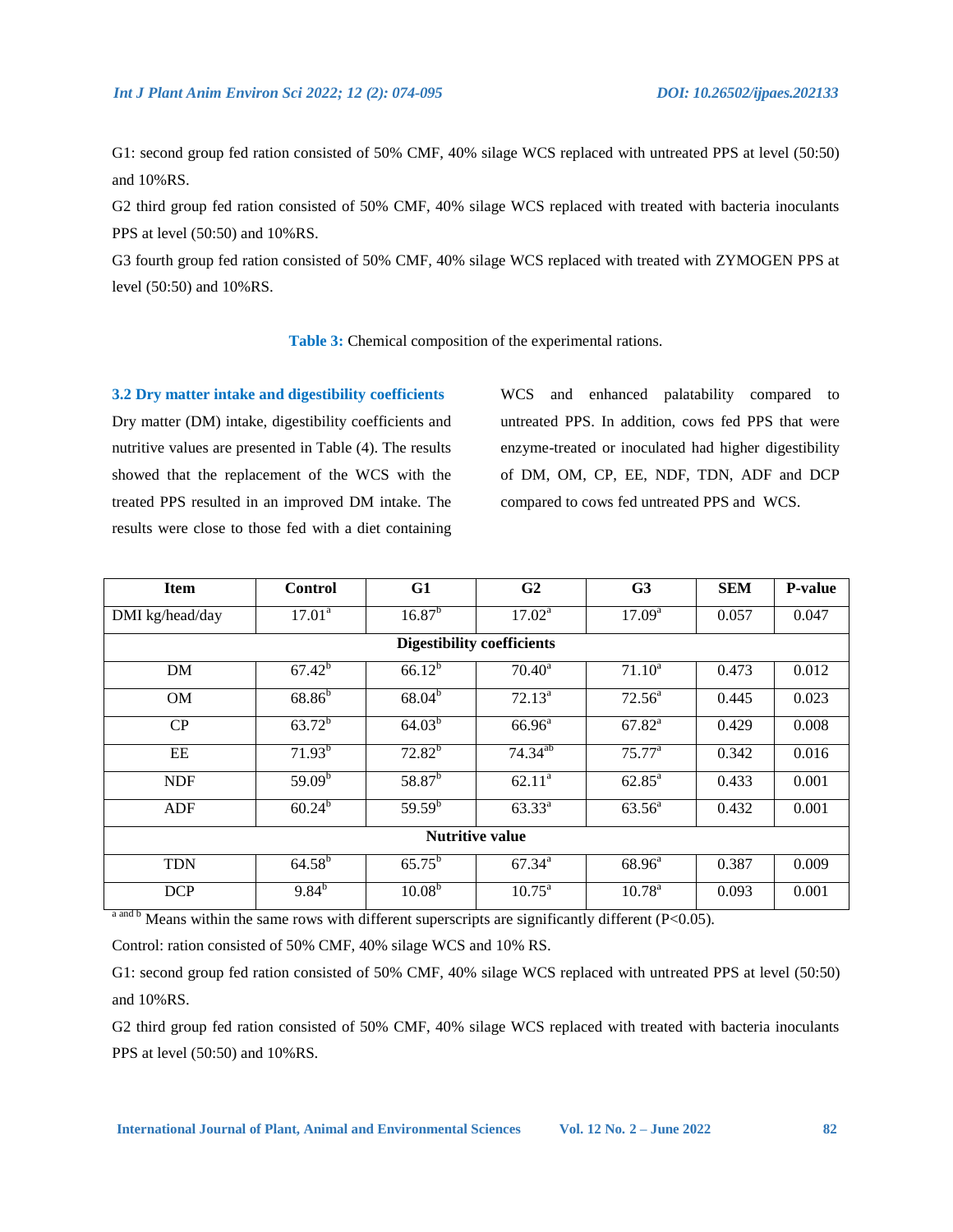G1: second group fed ration consisted of 50% CMF, 40% silage WCS replaced with untreated PPS at level (50:50) and 10%RS.

G2 third group fed ration consisted of 50% CMF, 40% silage WCS replaced with treated with bacteria inoculants PPS at level (50:50) and 10%RS.

G3 fourth group fed ration consisted of 50% CMF, 40% silage WCS replaced with treated with ZYMOGEN PPS at level (50:50) and 10%RS.

**Table 3:** Chemical composition of the experimental rations.

### 3.2 Dry matter intake and digestibility coefficients

Dry matter (DM) intake, digestibility coefficients and nutritive values are presented in Table (4). The results showed that the replacement of the WCS with the treated PPS resulted in an improved DM intake. The results were close to those fed with a diet containing WCS and enhanced palatability compared to untreated PPS. In addition, cows fed PPS that were enzyme-treated or inoculated had higher digestibility of DM, OM, CP, EE, NDF, TDN, ADF and DCP compared to cows fed untreated PPS and WCS.

| Item | Control | G1 | G2 | G3 | SEM | P-value |
|---|---|---|---|---|---|---|
| DMI kg/head/day | 17.01[a] | 16.87[b] | 17.02[a] | 17.09[a] | 0.057 | 0.047 |
| **Digestibility coefficients** | | | | | | |
| DM | 67.42[b] | 66.12[b] | 70.40[a] | 71.10[a] | 0.473 | 0.012 |
| OM | 68.86[b] | 68.04[b] | 72.13[a] | 72.56[a] | 0.445 | 0.023 |
| CP | 63.72[b] | 64.03[b] | 66.96[a] | 67.82[a] | 0.429 | 0.008 |
| EE | 71.93[b] | 72.82[b] | 74.34[ab] | 75.77[a] | 0.342 | 0.016 |
| NDF | 59.09[b] | 58.87[b] | 62.11[a] | 62.85[a] | 0.433 | 0.001 |
| ADF | 60.24[b] | 59.59[b] | 63.33[a] | 63.56[a] | 0.432 | 0.001 |
| **Nutritive value** | | | | | | |
| TDN | 64.58[b] | 65.75[b] | 67.34[a] | 68.96[a] | 0.387 | 0.009 |
| DCP | 9.84[b] | 10.08[b] | 10.75[a] | 10.78[a] | 0.093 | 0.001 |

[a and b] Means within the same rows with different superscripts are significantly different ($P<0.05$).

Control: ration consisted of 50% CMF, 40% silage WCS and 10% RS.

G1: second group fed ration consisted of 50% CMF, 40% silage WCS replaced with untreated PPS at level (50:50) and 10%RS.

G2 third group fed ration consisted of 50% CMF, 40% silage WCS replaced with treated with bacteria inoculants PPS at level (50:50) and 10%RS.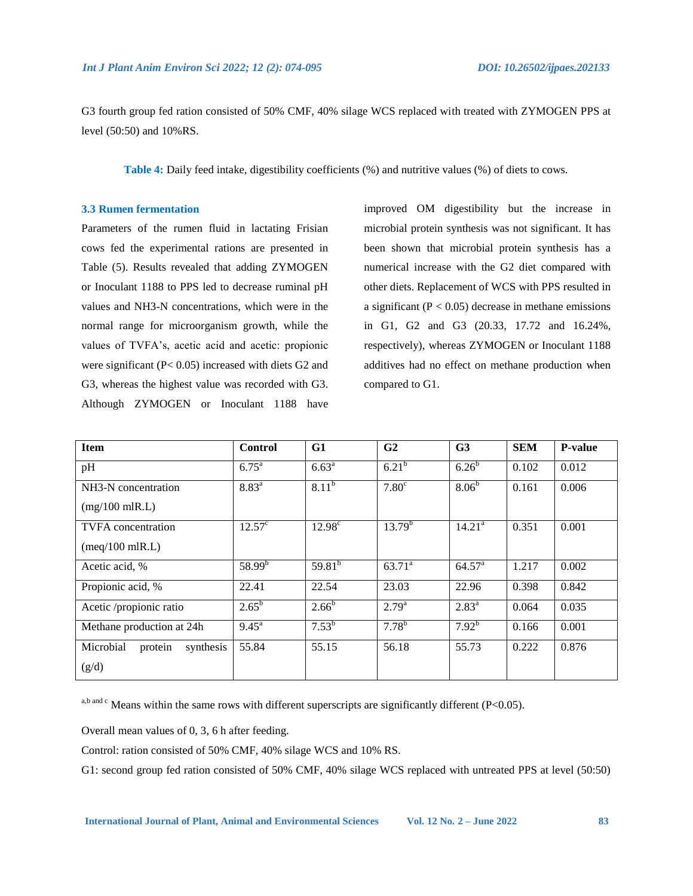G3 fourth group fed ration consisted of 50% CMF, 40% silage WCS replaced with treated with ZYMOGEN PPS at level (50:50) and 10%RS.

**Table 4:** Daily feed intake, digestibility coefficients (%) and nutritive values (%) of diets to cows.

### 3.3 Rumen fermentation

Parameters of the rumen fluid in lactating Frisian cows fed the experimental rations are presented in Table (5). Results revealed that adding ZYMOGEN or Inoculant 1188 to PPS led to decrease ruminal pH values and NH3-N concentrations, which were in the normal range for microorganism growth, while the values of TVFA's, acetic acid and acetic: propionic were significant ($P < 0.05$) increased with diets G2 and G3, whereas the highest value was recorded with G3. Although ZYMOGEN or Inoculant 1188 have improved OM digestibility but the increase in microbial protein synthesis was not significant. It has been shown that microbial protein synthesis has a numerical increase with the G2 diet compared with other diets. Replacement of WCS with PPS resulted in a significant ($P < 0.05$) decrease in methane emissions in G1, G2 and G3 (20.33, 17.72 and 16.24%, respectively), whereas ZYMOGEN or Inoculant 1188 additives had no effect on methane production when compared to G1.

| Item | Control | G1 | G2 | G3 | SEM | P-value |
|---|---|---|---|---|---|---|
| pH | $6.75^{a}$ | $6.63^{a}$ | $6.21^{b}$ | $6.26^{b}$ | 0.102 | 0.012 |
| NH3-N concentration (mg/100 mlR.L) | $8.83^{a}$ | $8.11^{b}$ | $7.80^{c}$ | $8.06^{b}$ | 0.161 | 0.006 |
| TVFA concentration (meq/100 mlR.L) | $12.57^{c}$ | $12.98^{c}$ | $13.79^{b}$ | $14.21^{a}$ | 0.351 | 0.001 |
| Acetic acid, % | $58.99^{b}$ | $59.81^{b}$ | $63.71^{a}$ | $64.57^{a}$ | 1.217 | 0.002 |
| Propionic acid, % | 22.41 | 22.54 | 23.03 | 22.96 | 0.398 | 0.842 |
| Acetic /propionic ratio | $2.65^{b}$ | $2.66^{b}$ | $2.79^{a}$ | $2.83^{a}$ | 0.064 | 0.035 |
| Methane production at 24h | $9.45^{a}$ | $7.53^{b}$ | $7.78^{b}$ | $7.92^{b}$ | 0.166 | 0.001 |
| Microbial protein synthesis (g/d) | 55.84 | 55.15 | 56.18 | 55.73 | 0.222 | 0.876 |

[a,b and c] Means within the same rows with different superscripts are significantly different ($P<0.05$).

Overall mean values of 0, 3, 6 h after feeding.

Control: ration consisted of 50% CMF, 40% silage WCS and 10% RS.

G1: second group fed ration consisted of 50% CMF, 40% silage WCS replaced with untreated PPS at level (50:50)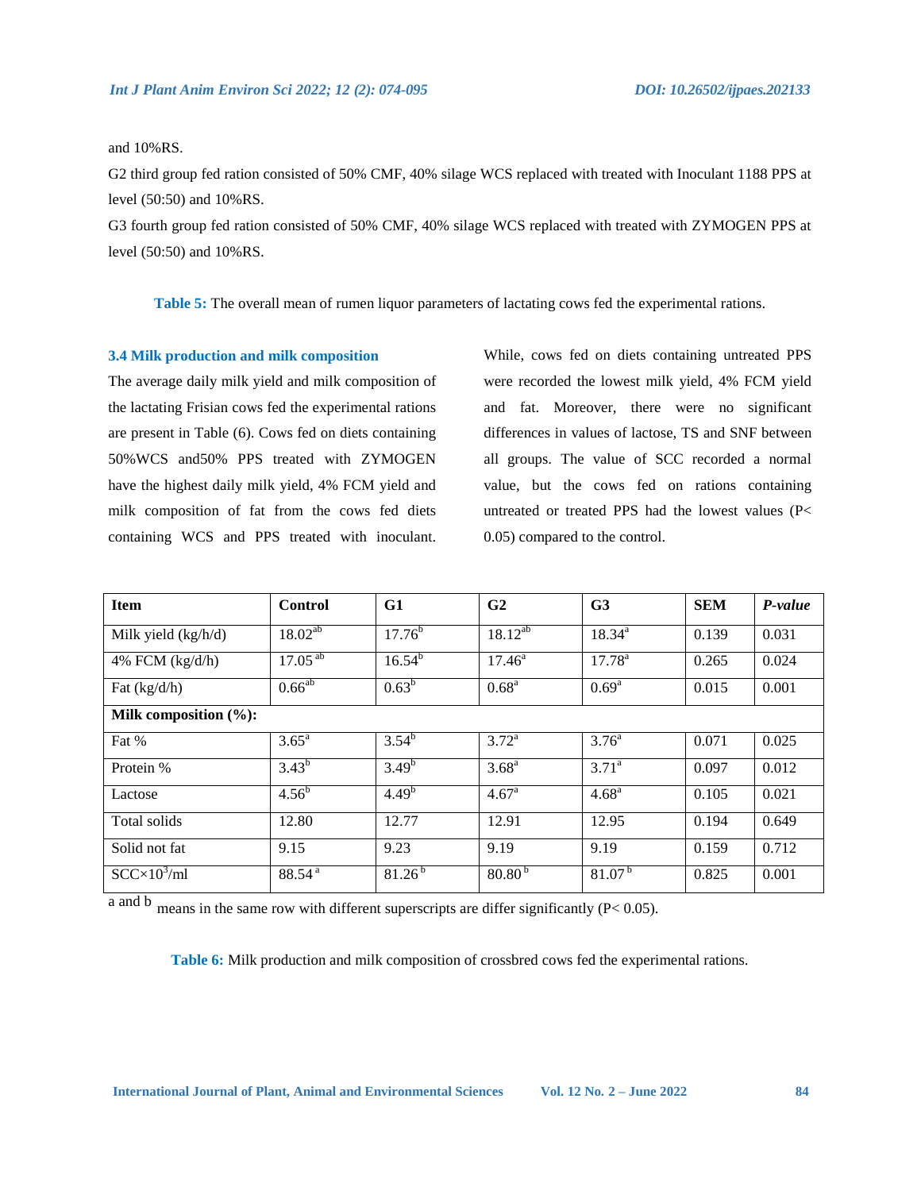and 10%RS.

G2 third group fed ration consisted of 50% CMF, 40% silage WCS replaced with treated with Inoculant 1188 PPS at level (50:50) and 10%RS.

G3 fourth group fed ration consisted of 50% CMF, 40% silage WCS replaced with treated with ZYMOGEN PPS at level (50:50) and 10%RS.

**Table 5:** The overall mean of rumen liquor parameters of lactating cows fed the experimental rations.

### 3.4 Milk production and milk composition

The average daily milk yield and milk composition of the lactating Frisian cows fed the experimental rations are present in Table (6). Cows fed on diets containing 50%WCS and50% PPS treated with ZYMOGEN have the highest daily milk yield, 4% FCM yield and milk composition of fat from the cows fed diets containing WCS and PPS treated with inoculant. While, cows fed on diets containing untreated PPS were recorded the lowest milk yield, 4% FCM yield and fat. Moreover, there were no significant differences in values of lactose, TS and SNF between all groups. The value of SCC recorded a normal value, but the cows fed on rations containing untreated or treated PPS had the lowest values ($P< 0.05$) compared to the control.

| Item | Control | G1 | G2 | G3 | SEM | *P-value* |
|---|---|---|---|---|---|---|
| Milk yield (kg/h/d) | 18.02$^{ab}$ | 17.76$^{b}$ | 18.12$^{ab}$ | 18.34$^{a}$ | 0.139 | 0.031 |
| 4% FCM (kg/d/h) | 17.05$^{ab}$ | 16.54$^{b}$ | 17.46$^{a}$ | 17.78$^{a}$ | 0.265 | 0.024 |
| Fat (kg/d/h) | 0.66$^{ab}$ | 0.63$^{b}$ | 0.68$^{a}$ | 0.69$^{a}$ | 0.015 | 0.001 |
| **Milk composition (%):** | | | | | | |
| Fat % | 3.65$^{a}$ | 3.54$^{b}$ | 3.72$^{a}$ | 3.76$^{a}$ | 0.071 | 0.025 |
| Protein % | 3.43$^{b}$ | 3.49$^{b}$ | 3.68$^{a}$ | 3.71$^{a}$ | 0.097 | 0.012 |
| Lactose | 4.56$^{b}$ | 4.49$^{b}$ | 4.67$^{a}$ | 4.68$^{a}$ | 0.105 | 0.021 |
| Total solids | 12.80 | 12.77 | 12.91 | 12.95 | 0.194 | 0.649 |
| Solid not fat | 9.15 | 9.23 | 9.19 | 9.19 | 0.159 | 0.712 |
| SCC×$10^3$/ml | 88.54$^{a}$ | 81.26$^{b}$ | 80.80$^{b}$ | 81.07$^{b}$ | 0.825 | 0.001 |

a and b means in the same row with different superscripts are differ significantly ($P< 0.05$).

**Table 6:** Milk production and milk composition of crossbred cows fed the experimental rations.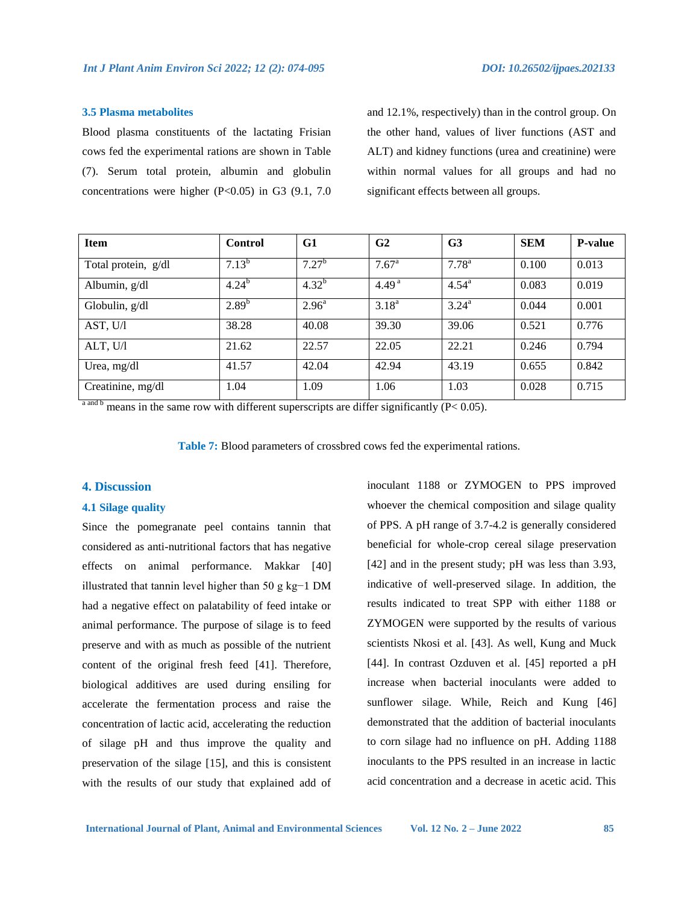### 3.5 Plasma metabolites

Blood plasma constituents of the lactating Frisian cows fed the experimental rations are shown in Table (7). Serum total protein, albumin and globulin concentrations were higher (P<0.05) in G3 (9.1, 7.0 and 12.1%, respectively) than in the control group. On the other hand, values of liver functions (AST and ALT) and kidney functions (urea and creatinine) were within normal values for all groups and had no significant effects between all groups.

| Item | Control | G1 | G2 | G3 | SEM | P-value |
|---|---|---|---|---|---|---|
| Total protein, g/dl | 7.13$^{b}$ | 7.27$^{b}$ | 7.67$^{a}$ | 7.78$^{a}$ | 0.100 | 0.013 |
| Albumin, g/dl | 4.24$^{b}$ | 4.32$^{b}$ | 4.49$^{a}$ | 4.54$^{a}$ | 0.083 | 0.019 |
| Globulin, g/dl | 2.89$^{b}$ | 2.96$^{a}$ | 3.18$^{a}$ | 3.24$^{a}$ | 0.044 | 0.001 |
| AST, U/l | 38.28 | 40.08 | 39.30 | 39.06 | 0.521 | 0.776 |
| ALT, U/l | 21.62 | 22.57 | 22.05 | 22.21 | 0.246 | 0.794 |
| Urea, mg/dl | 41.57 | 42.04 | 42.94 | 43.19 | 0.655 | 0.842 |
| Creatinine, mg/dl | 1.04 | 1.09 | 1.06 | 1.03 | 0.028 | 0.715 |

$^{a \text{ and } b}$ means in the same row with different superscripts are differ significantly (P< 0.05).

**Table 7:** Blood parameters of crossbred cows fed the experimental rations.

## 4. Discussion

### 4.1 Silage quality

Since the pomegranate peel contains tannin that considered as anti-nutritional factors that has negative effects on animal performance. Makkar [40] illustrated that tannin level higher than 50 g kg−1 DM had a negative effect on palatability of feed intake or animal performance. The purpose of silage is to feed preserve and with as much as possible of the nutrient content of the original fresh feed [41]. Therefore, biological additives are used during ensiling for accelerate the fermentation process and raise the concentration of lactic acid, accelerating the reduction of silage pH and thus improve the quality and preservation of the silage [15], and this is consistent with the results of our study that explained add of inoculant 1188 or ZYMOGEN to PPS improved whoever the chemical composition and silage quality of PPS. A pH range of 3.7-4.2 is generally considered beneficial for whole-crop cereal silage preservation [42] and in the present study; pH was less than 3.93, indicative of well-preserved silage. In addition, the results indicated to treat SPP with either 1188 or ZYMOGEN were supported by the results of various scientists Nkosi et al. [43]. As well, Kung and Muck [44]. In contrast Ozduven et al. [45] reported a pH increase when bacterial inoculants were added to sunflower silage. While, Reich and Kung [46] demonstrated that the addition of bacterial inoculants to corn silage had no influence on pH. Adding 1188 inoculants to the PPS resulted in an increase in lactic acid concentration and a decrease in acetic acid. This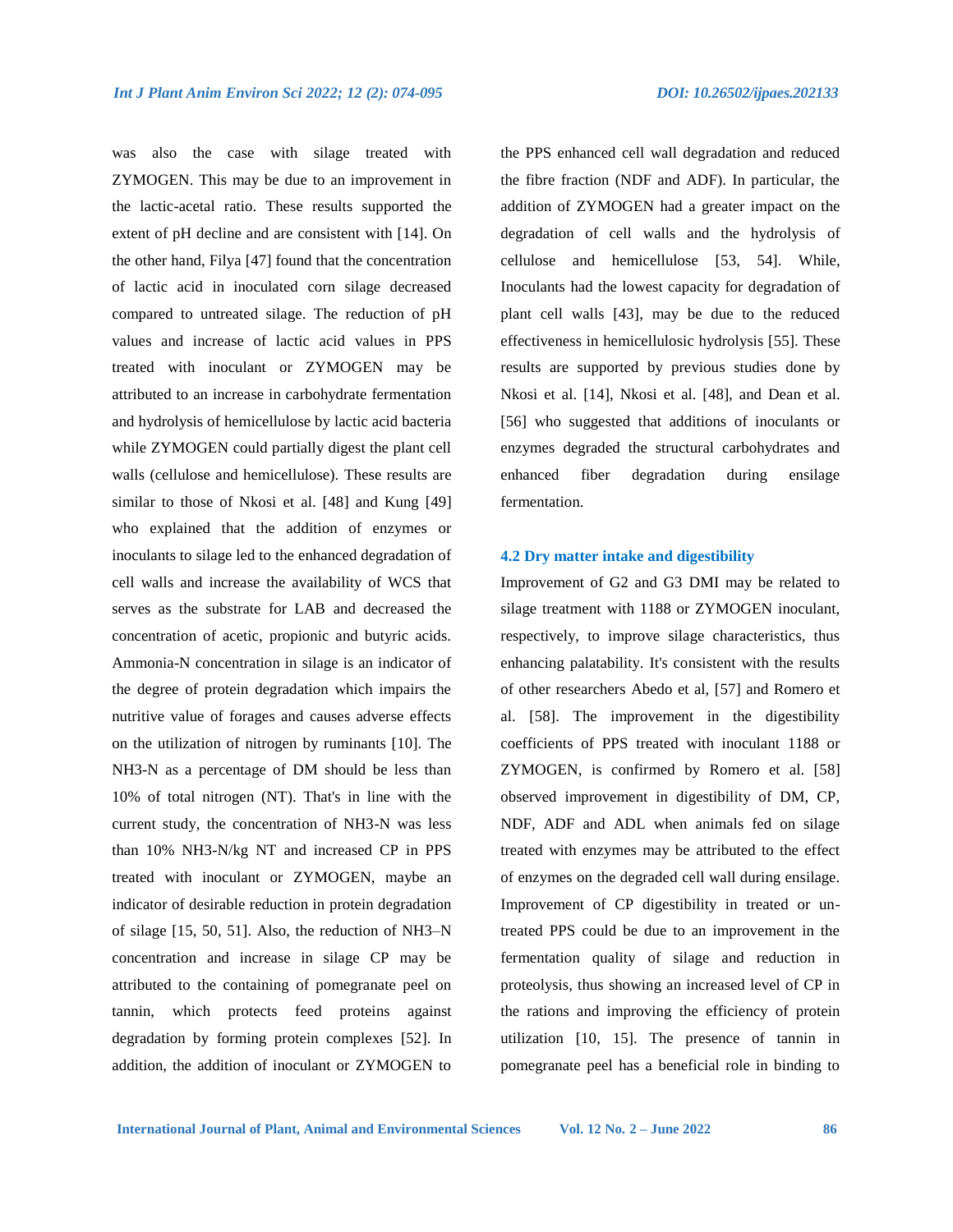was also the case with silage treated with ZYMOGEN. This may be due to an improvement in the lactic-acetal ratio. These results supported the extent of pH decline and are consistent with [14]. On the other hand, Filya [47] found that the concentration of lactic acid in inoculated corn silage decreased compared to untreated silage. The reduction of pH values and increase of lactic acid values in PPS treated with inoculant or ZYMOGEN may be attributed to an increase in carbohydrate fermentation and hydrolysis of hemicellulose by lactic acid bacteria while ZYMOGEN could partially digest the plant cell walls (cellulose and hemicellulose). These results are similar to those of Nkosi et al. [48] and Kung [49] who explained that the addition of enzymes or inoculants to silage led to the enhanced degradation of cell walls and increase the availability of WCS that serves as the substrate for LAB and decreased the concentration of acetic, propionic and butyric acids. Ammonia-N concentration in silage is an indicator of the degree of protein degradation which impairs the nutritive value of forages and causes adverse effects on the utilization of nitrogen by ruminants [10]. The $NH_3$-N as a percentage of DM should be less than 10% of total nitrogen (NT). That's in line with the current study, the concentration of $NH_3$-N was less than 10% $NH_3$-N/kg NT and increased CP in PPS treated with inoculant or ZYMOGEN, maybe an indicator of desirable reduction in protein degradation of silage [15, 50, 51]. Also, the reduction of $NH_3$–N concentration and increase in silage CP may be attributed to the containing of pomegranate peel on tannin, which protects feed proteins against degradation by forming protein complexes [52]. In addition, the addition of inoculant or ZYMOGEN to the PPS enhanced cell wall degradation and reduced the fibre fraction (NDF and ADF). In particular, the addition of ZYMOGEN had a greater impact on the degradation of cell walls and the hydrolysis of cellulose and hemicellulose [53, 54]. While, Inoculants had the lowest capacity for degradation of plant cell walls [43], may be due to the reduced effectiveness in hemicellulosic hydrolysis [55]. These results are supported by previous studies done by Nkosi et al. [14], Nkosi et al. [48], and Dean et al. [56] who suggested that additions of inoculants or enzymes degraded the structural carbohydrates and enhanced fiber degradation during ensilage fermentation.

### 4.2 Dry matter intake and digestibility

Improvement of G2 and G3 DMI may be related to silage treatment with 1188 or ZYMOGEN inoculant, respectively, to improve silage characteristics, thus enhancing palatability. It's consistent with the results of other researchers Abedo et al, [57] and Romero et al. [58]. The improvement in the digestibility coefficients of PPS treated with inoculant 1188 or ZYMOGEN, is confirmed by Romero et al. [58] observed improvement in digestibility of DM, CP, NDF, ADF and ADL when animals fed on silage treated with enzymes may be attributed to the effect of enzymes on the degraded cell wall during ensilage. Improvement of CP digestibility in treated or un-treated PPS could be due to an improvement in the fermentation quality of silage and reduction in proteolysis, thus showing an increased level of CP in the rations and improving the efficiency of protein utilization [10, 15]. The presence of tannin in pomegranate peel has a beneficial role in binding to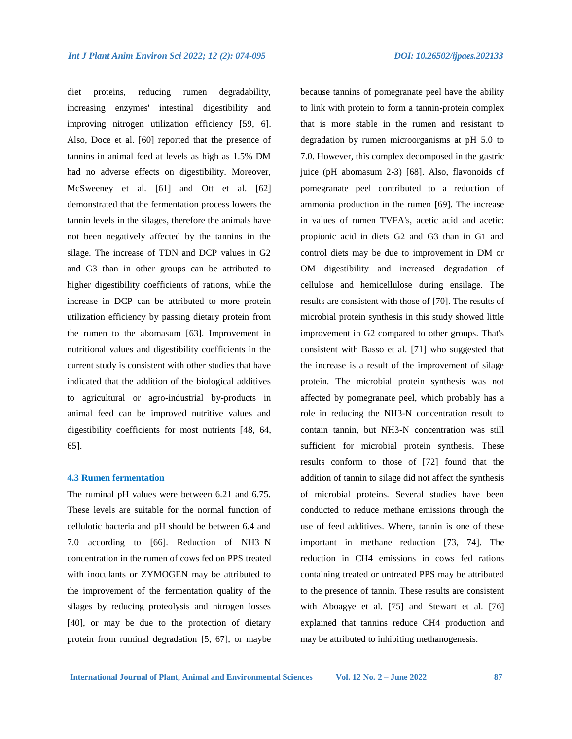diet proteins, reducing rumen degradability, increasing enzymes' intestinal digestibility and improving nitrogen utilization efficiency [59, 6]. Also, Doce et al. [60] reported that the presence of tannins in animal feed at levels as high as 1.5% DM had no adverse effects on digestibility. Moreover, McSweeney et al. [61] and Ott et al. [62] demonstrated that the fermentation process lowers the tannin levels in the silages, therefore the animals have not been negatively affected by the tannins in the silage. The increase of TDN and DCP values in G2 and G3 than in other groups can be attributed to higher digestibility coefficients of rations, while the increase in DCP can be attributed to more protein utilization efficiency by passing dietary protein from the rumen to the abomasum [63]. Improvement in nutritional values and digestibility coefficients in the current study is consistent with other studies that have indicated that the addition of the biological additives to agricultural or agro-industrial by-products in animal feed can be improved nutritive values and digestibility coefficients for most nutrients [48, 64, 65].

### 4.3 Rumen fermentation

The ruminal pH values were between 6.21 and 6.75. These levels are suitable for the normal function of cellulotic bacteria and pH should be between 6.4 and 7.0 according to [66]. Reduction of $NH_3$–N concentration in the rumen of cows fed on PPS treated with inoculants or ZYMOGEN may be attributed to the improvement of the fermentation quality of the silages by reducing proteolysis and nitrogen losses [40], or may be due to the protection of dietary protein from ruminal degradation [5, 67], or maybe because tannins of pomegranate peel have the ability to link with protein to form a tannin-protein complex that is more stable in the rumen and resistant to degradation by rumen microorganisms at pH 5.0 to 7.0. However, this complex decomposed in the gastric juice (pH abomasum 2-3) [68]. Also, flavonoids of pomegranate peel contributed to a reduction of ammonia production in the rumen [69]. The increase in values of rumen TVFA's, acetic acid and acetic: propionic acid in diets G2 and G3 than in G1 and control diets may be due to improvement in DM or OM digestibility and increased degradation of cellulose and hemicellulose during ensilage. The results are consistent with those of [70]. The results of microbial protein synthesis in this study showed little improvement in G2 compared to other groups. That's consistent with Basso et al. [71] who suggested that the increase is a result of the improvement of silage protein. The microbial protein synthesis was not affected by pomegranate peel, which probably has a role in reducing the $NH_3$-N concentration result to contain tannin, but $NH_3$-N concentration was still sufficient for microbial protein synthesis. These results conform to those of [72] found that the addition of tannin to silage did not affect the synthesis of microbial proteins. Several studies have been conducted to reduce methane emissions through the use of feed additives. Where, tannin is one of these important in methane reduction [73, 74]. The reduction in $CH_4$ emissions in cows fed rations containing treated or untreated PPS may be attributed to the presence of tannin. These results are consistent with Aboagye et al. [75] and Stewart et al. [76] explained that tannins reduce $CH_4$ production and may be attributed to inhibiting methanogenesis.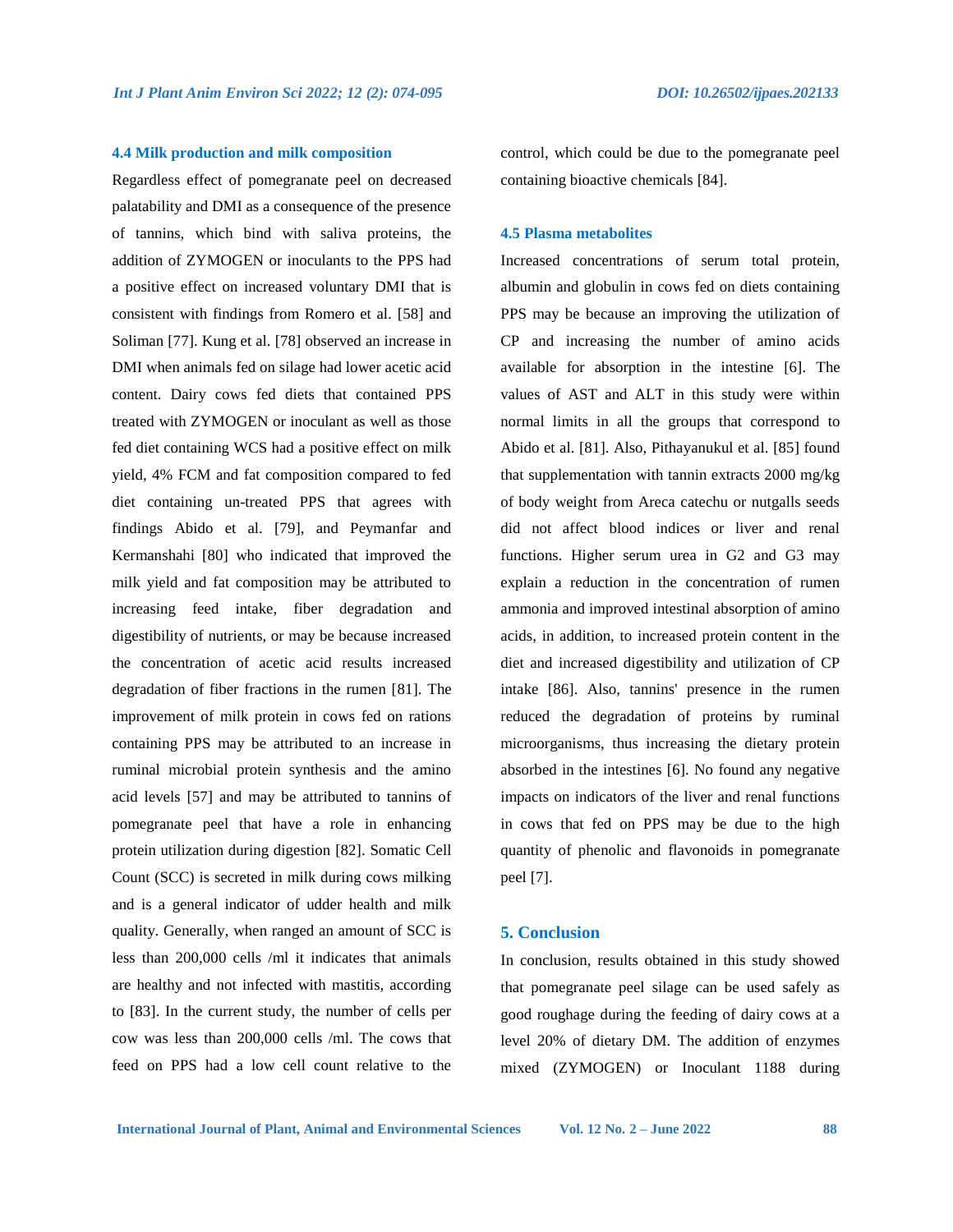### 4.4 Milk production and milk composition

Regardless effect of pomegranate peel on decreased palatability and DMI as a consequence of the presence of tannins, which bind with saliva proteins, the addition of ZYMOGEN or inoculants to the PPS had a positive effect on increased voluntary DMI that is consistent with findings from Romero et al. [58] and Soliman [77]. Kung et al. [78] observed an increase in DMI when animals fed on silage had lower acetic acid content. Dairy cows fed diets that contained PPS treated with ZYMOGEN or inoculant as well as those fed diet containing WCS had a positive effect on milk yield, 4% FCM and fat composition compared to fed diet containing un-treated PPS that agrees with findings Abido et al. [79], and Peymanfar and Kermanshahi [80] who indicated that improved the milk yield and fat composition may be attributed to increasing feed intake, fiber degradation and digestibility of nutrients, or may be because increased the concentration of acetic acid results increased degradation of fiber fractions in the rumen [81]. The improvement of milk protein in cows fed on rations containing PPS may be attributed to an increase in ruminal microbial protein synthesis and the amino acid levels [57] and may be attributed to tannins of pomegranate peel that have a role in enhancing protein utilization during digestion [82]. Somatic Cell Count (SCC) is secreted in milk during cows milking and is a general indicator of udder health and milk quality. Generally, when ranged an amount of SCC is less than 200,000 cells /ml it indicates that animals are healthy and not infected with mastitis, according to [83]. In the current study, the number of cells per cow was less than 200,000 cells /ml. The cows that feed on PPS had a low cell count relative to the control, which could be due to the pomegranate peel containing bioactive chemicals [84].

### 4.5 Plasma metabolites

Increased concentrations of serum total protein, albumin and globulin in cows fed on diets containing PPS may be because an improving the utilization of CP and increasing the number of amino acids available for absorption in the intestine [6]. The values of AST and ALT in this study were within normal limits in all the groups that correspond to Abido et al. [81]. Also, Pithayanukul et al. [85] found that supplementation with tannin extracts 2000 mg/kg of body weight from Areca catechu or nutgalls seeds did not affect blood indices or liver and renal functions. Higher serum urea in G2 and G3 may explain a reduction in the concentration of rumen ammonia and improved intestinal absorption of amino acids, in addition, to increased protein content in the diet and increased digestibility and utilization of CP intake [86]. Also, tannins' presence in the rumen reduced the degradation of proteins by ruminal microorganisms, thus increasing the dietary protein absorbed in the intestines [6]. No found any negative impacts on indicators of the liver and renal functions in cows that fed on PPS may be due to the high quantity of phenolic and flavonoids in pomegranate peel [7].

## 5. Conclusion

In conclusion, results obtained in this study showed that pomegranate peel silage can be used safely as good roughage during the feeding of dairy cows at a level 20% of dietary DM. The addition of enzymes mixed (ZYMOGEN) or Inoculant 1188 during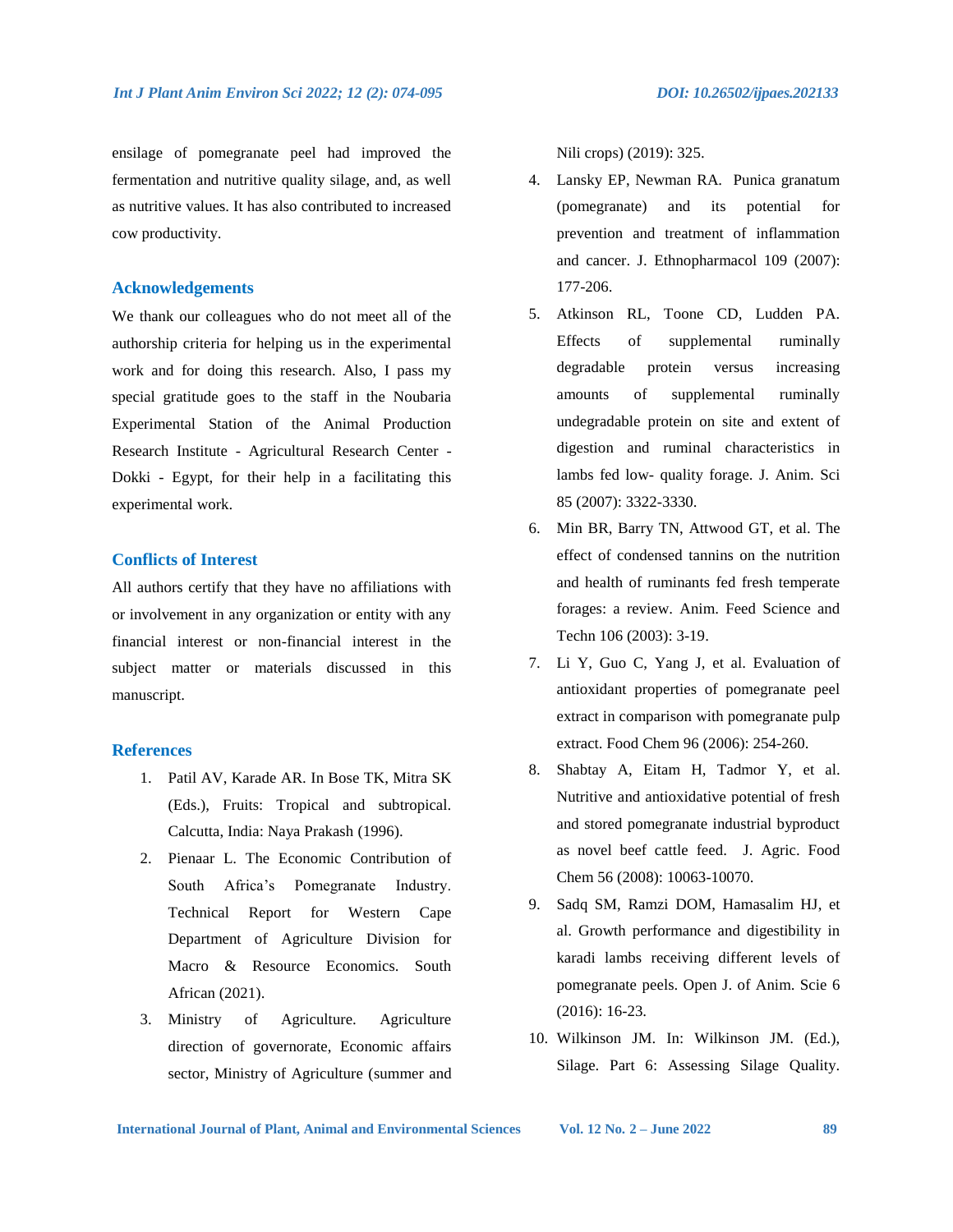ensilage of pomegranate peel had improved the fermentation and nutritive quality silage, and, as well as nutritive values. It has also contributed to increased cow productivity.

## Acknowledgements

We thank our colleagues who do not meet all of the authorship criteria for helping us in the experimental work and for doing this research. Also, I pass my special gratitude goes to the staff in the Noubaria Experimental Station of the Animal Production Research Institute - Agricultural Research Center - Dokki - Egypt, for their help in a facilitating this experimental work.

## Conflicts of Interest

All authors certify that they have no affiliations with or involvement in any organization or entity with any financial interest or non-financial interest in the subject matter or materials discussed in this manuscript.

## References

1. Patil AV, Karade AR. In Bose TK, Mitra SK (Eds.), Fruits: Tropical and subtropical. Calcutta, India: Naya Prakash (1996).
2. Pienaar L. The Economic Contribution of South Africa's Pomegranate Industry. Technical Report for Western Cape Department of Agriculture Division for Macro & Resource Economics. South African (2021).
3. Ministry of Agriculture. Agriculture direction of governorate, Economic affairs sector, Ministry of Agriculture (summer and Nili crops) (2019): 325.
4. Lansky EP, Newman RA. Punica granatum (pomegranate) and its potential for prevention and treatment of inflammation and cancer. J. Ethnopharmacol 109 (2007): 177-206.
5. Atkinson RL, Toone CD, Ludden PA. Effects of supplemental ruminally degradable protein versus increasing amounts of supplemental ruminally undegradable protein on site and extent of digestion and ruminal characteristics in lambs fed low- quality forage. J. Anim. Sci 85 (2007): 3322-3330.
6. Min BR, Barry TN, Attwood GT, et al. The effect of condensed tannins on the nutrition and health of ruminants fed fresh temperate forages: a review. Anim. Feed Science and Techn 106 (2003): 3-19.
7. Li Y, Guo C, Yang J, et al. Evaluation of antioxidant properties of pomegranate peel extract in comparison with pomegranate pulp extract. Food Chem 96 (2006): 254-260.
8. Shabtay A, Eitam H, Tadmor Y, et al. Nutritive and antioxidative potential of fresh and stored pomegranate industrial byproduct as novel beef cattle feed. J. Agric. Food Chem 56 (2008): 10063-10070.
9. Sadq SM, Ramzi DOM, Hamasalim HJ, et al. Growth performance and digestibility in karadi lambs receiving different levels of pomegranate peels. Open J. of Anim. Scie 6 (2016): 16-23.
10. Wilkinson JM. In: Wilkinson JM. (Ed.), Silage. Part 6: Assessing Silage Quality.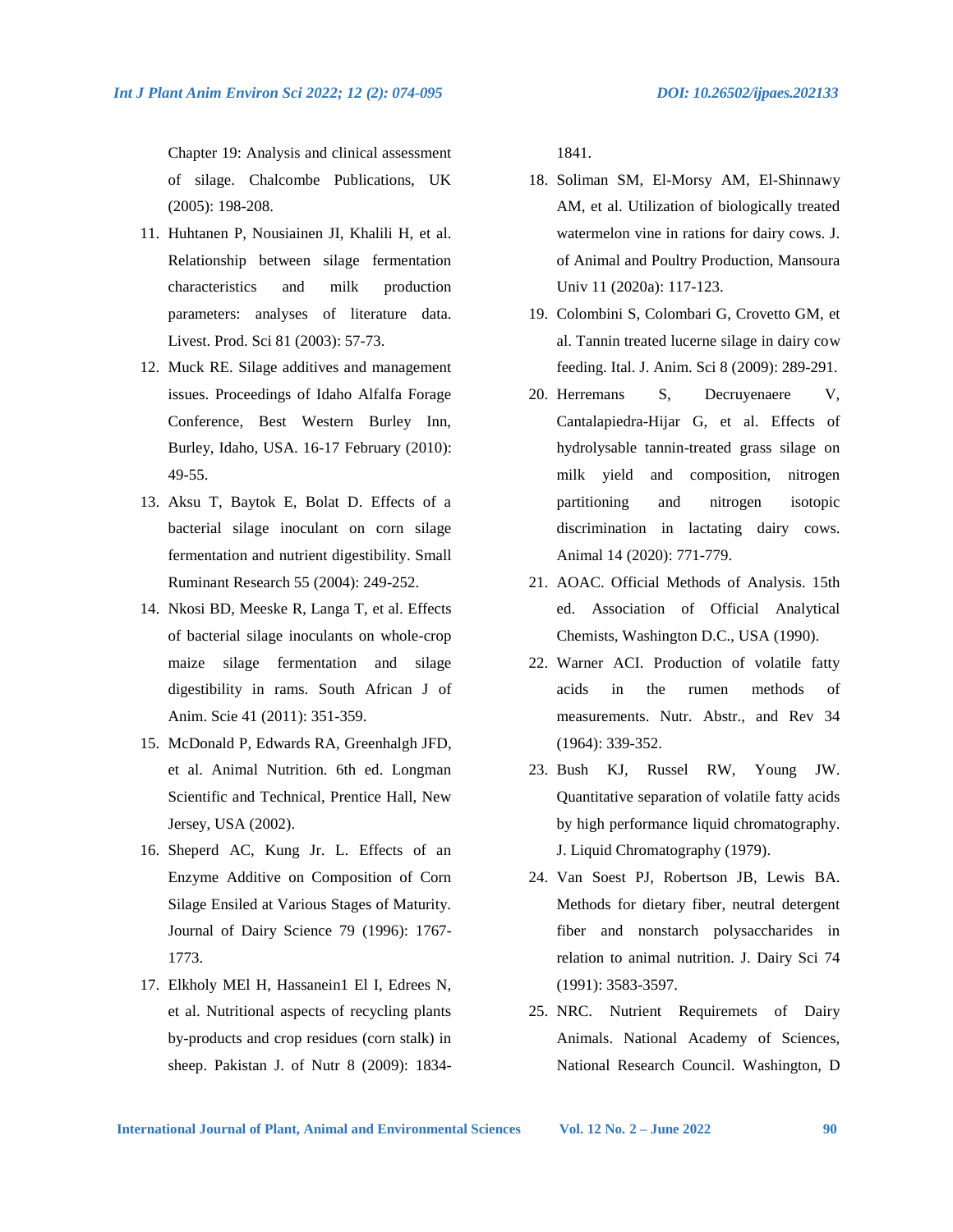Chapter 19: Analysis and clinical assessment of silage. Chalcombe Publications, UK (2005): 198-208.

11. Huhtanen P, Nousiainen JI, Khalili H, et al. Relationship between silage fermentation characteristics and milk production parameters: analyses of literature data. Livest. Prod. Sci 81 (2003): 57-73.
12. Muck RE. Silage additives and management issues. Proceedings of Idaho Alfalfa Forage Conference, Best Western Burley Inn, Burley, Idaho, USA. 16-17 February (2010): 49-55.
13. Aksu T, Baytok E, Bolat D. Effects of a bacterial silage inoculant on corn silage fermentation and nutrient digestibility. Small Ruminant Research 55 (2004): 249-252.
14. Nkosi BD, Meeske R, Langa T, et al. Effects of bacterial silage inoculants on whole-crop maize silage fermentation and silage digestibility in rams. South African J of Anim. Scie 41 (2011): 351-359.
15. McDonald P, Edwards RA, Greenhalgh JFD, et al. Animal Nutrition. 6th ed. Longman Scientific and Technical, Prentice Hall, New Jersey, USA (2002).
16. Sheperd AC, Kung Jr. L. Effects of an Enzyme Additive on Composition of Corn Silage Ensiled at Various Stages of Maturity. Journal of Dairy Science 79 (1996): 1767-1773.
17. Elkholy MEl H, Hassanein1 El I, Edrees N, et al. Nutritional aspects of recycling plants by-products and crop residues (corn stalk) in sheep. Pakistan J. of Nutr 8 (2009): 1834-1841.
18. Soliman SM, El-Morsy AM, El-Shinnawy AM, et al. Utilization of biologically treated watermelon vine in rations for dairy cows. J. of Animal and Poultry Production, Mansoura Univ 11 (2020a): 117-123.
19. Colombini S, Colombari G, Crovetto GM, et al. Tannin treated lucerne silage in dairy cow feeding. Ital. J. Anim. Sci 8 (2009): 289-291.
20. Herremans S, Decruyenaere V, Cantalapiedra-Hijar G, et al. Effects of hydrolysable tannin-treated grass silage on milk yield and composition, nitrogen partitioning and nitrogen isotopic discrimination in lactating dairy cows. Animal 14 (2020): 771-779.
21. AOAC. Official Methods of Analysis. 15th ed. Association of Official Analytical Chemists, Washington D.C., USA (1990).
22. Warner ACI. Production of volatile fatty acids in the rumen methods of measurements. Nutr. Abstr., and Rev 34 (1964): 339-352.
23. Bush KJ, Russel RW, Young JW. Quantitative separation of volatile fatty acids by high performance liquid chromatography. J. Liquid Chromatography (1979).
24. Van Soest PJ, Robertson JB, Lewis BA. Methods for dietary fiber, neutral detergent fiber and nonstarch polysaccharides in relation to animal nutrition. J. Dairy Sci 74 (1991): 3583-3597.
25. NRC. Nutrient Requiremets of Dairy Animals. National Academy of Sciences, National Research Council. Washington, D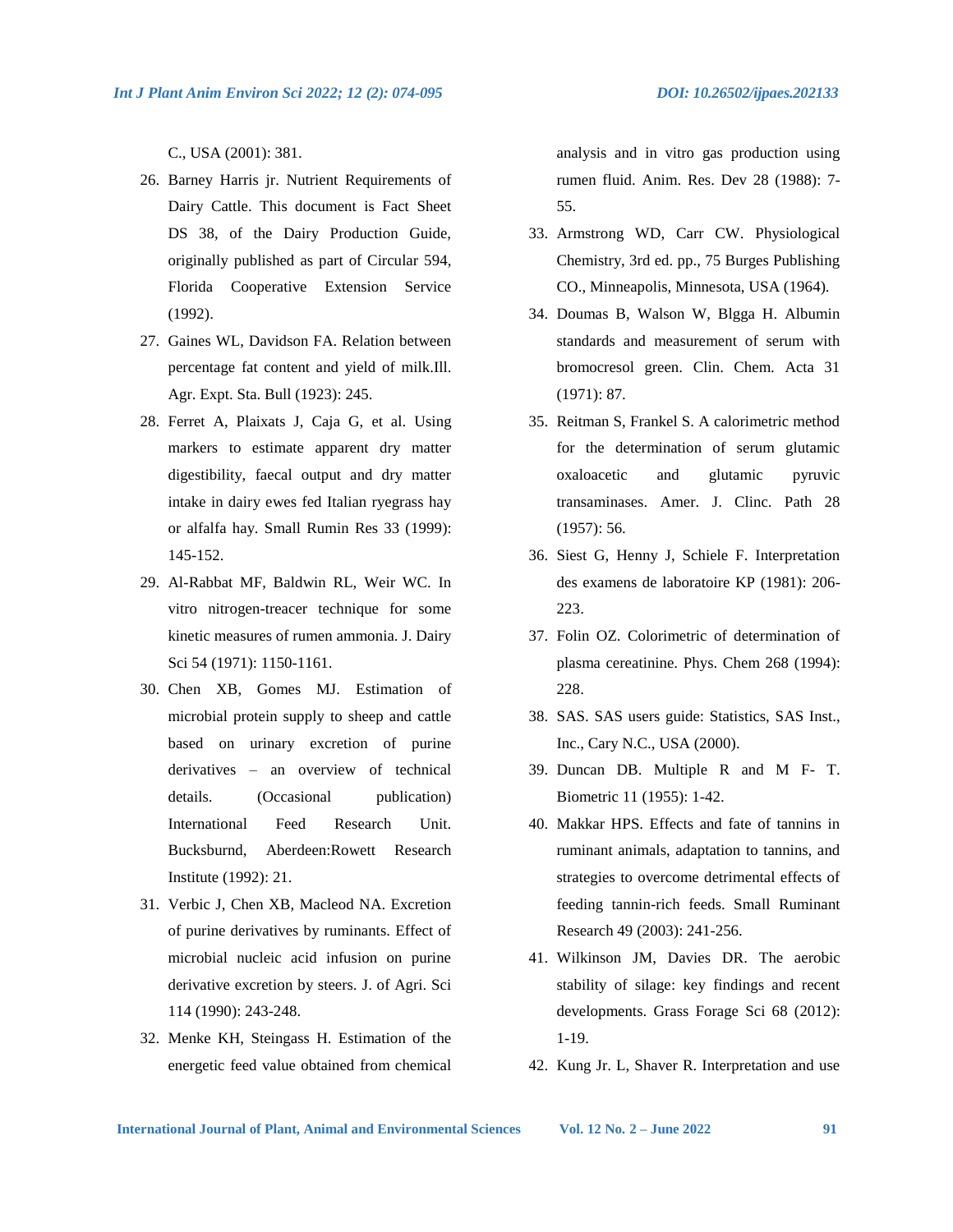C., USA (2001): 381.

26. Barney Harris jr. Nutrient Requirements of Dairy Cattle. This document is Fact Sheet DS 38, of the Dairy Production Guide, originally published as part of Circular 594, Florida Cooperative Extension Service (1992).
27. Gaines WL, Davidson FA. Relation between percentage fat content and yield of milk.Ill. Agr. Expt. Sta. Bull (1923): 245.
28. Ferret A, Plaixats J, Caja G, et al. Using markers to estimate apparent dry matter digestibility, faecal output and dry matter intake in dairy ewes fed Italian ryegrass hay or alfalfa hay. Small Rumin Res 33 (1999): 145-152.
29. Al-Rabbat MF, Baldwin RL, Weir WC. In vitro nitrogen-treacer technique for some kinetic measures of rumen ammonia. J. Dairy Sci 54 (1971): 1150-1161.
30. Chen XB, Gomes MJ. Estimation of microbial protein supply to sheep and cattle based on urinary excretion of purine derivatives – an overview of technical details. (Occasional publication) International Feed Research Unit. Bucksburnd, Aberdeen:Rowett Research Institute (1992): 21.
31. Verbic J, Chen XB, Macleod NA. Excretion of purine derivatives by ruminants. Effect of microbial nucleic acid infusion on purine derivative excretion by steers. J. of Agri. Sci 114 (1990): 243-248.
32. Menke KH, Steingass H. Estimation of the energetic feed value obtained from chemical analysis and in vitro gas production using rumen fluid. Anim. Res. Dev 28 (1988): 7-55.
33. Armstrong WD, Carr CW. Physiological Chemistry, 3rd ed. pp., 75 Burges Publishing CO., Minneapolis, Minnesota, USA (1964).
34. Doumas B, Walson W, Blgga H. Albumin standards and measurement of serum with bromocresol green. Clin. Chem. Acta 31 (1971): 87.
35. Reitman S, Frankel S. A calorimetric method for the determination of serum glutamic oxaloacetic and glutamic pyruvic transaminases. Amer. J. Clinc. Path 28 (1957): 56.
36. Siest G, Henny J, Schiele F. Interpretation des examens de laboratoire KP (1981): 206-223.
37. Folin OZ. Colorimetric of determination of plasma cereatinine. Phys. Chem 268 (1994): 228.
38. SAS. SAS users guide: Statistics, SAS Inst., Inc., Cary N.C., USA (2000).
39. Duncan DB. Multiple R and M F- T. Biometric 11 (1955): 1-42.
40. Makkar HPS. Effects and fate of tannins in ruminant animals, adaptation to tannins, and strategies to overcome detrimental effects of feeding tannin-rich feeds. Small Ruminant Research 49 (2003): 241-256.
41. Wilkinson JM, Davies DR. The aerobic stability of silage: key findings and recent developments. Grass Forage Sci 68 (2012): 1-19.
42. Kung Jr. L, Shaver R. Interpretation and use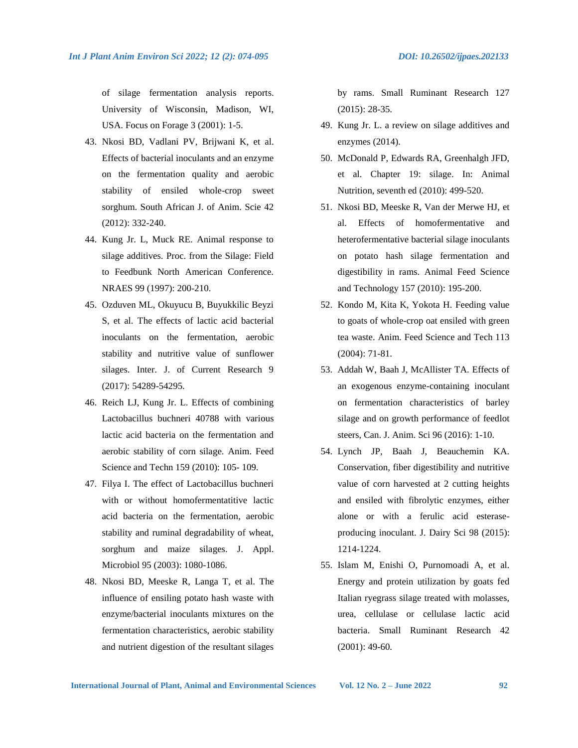of silage fermentation analysis reports. University of Wisconsin, Madison, WI, USA. Focus on Forage 3 (2001): 1-5.

43. Nkosi BD, Vadlani PV, Brijwani K, et al. Effects of bacterial inoculants and an enzyme on the fermentation quality and aerobic stability of ensiled whole-crop sweet sorghum. South African J. of Anim. Scie 42 (2012): 332-240.
44. Kung Jr. L, Muck RE. Animal response to silage additives. Proc. from the Silage: Field to Feedbunk North American Conference. NRAES 99 (1997): 200-210.
45. Ozduven ML, Okuyucu B, Buyukkilic Beyzi S, et al. The effects of lactic acid bacterial inoculants on the fermentation, aerobic stability and nutritive value of sunflower silages. Inter. J. of Current Research 9 (2017): 54289-54295.
46. Reich LJ, Kung Jr. L. Effects of combining Lactobacillus buchneri 40788 with various lactic acid bacteria on the fermentation and aerobic stability of corn silage. Anim. Feed Science and Techn 159 (2010): 105- 109.
47. Filya I. The effect of Lactobacillus buchneri with or without homofermentatitive lactic acid bacteria on the fermentation, aerobic stability and ruminal degradability of wheat, sorghum and maize silages. J. Appl. Microbiol 95 (2003): 1080-1086.
48. Nkosi BD, Meeske R, Langa T, et al. The influence of ensiling potato hash waste with enzyme/bacterial inoculants mixtures on the fermentation characteristics, aerobic stability and nutrient digestion of the resultant silages by rams. Small Ruminant Research 127 (2015): 28-35.
49. Kung Jr. L. a review on silage additives and enzymes (2014).
50. McDonald P, Edwards RA, Greenhalgh JFD, et al. Chapter 19: silage. In: Animal Nutrition, seventh ed (2010): 499-520.
51. Nkosi BD, Meeske R, Van der Merwe HJ, et al. Effects of homofermentative and heterofermentative bacterial silage inoculants on potato hash silage fermentation and digestibility in rams. Animal Feed Science and Technology 157 (2010): 195-200.
52. Kondo M, Kita K, Yokota H. Feeding value to goats of whole-crop oat ensiled with green tea waste. Anim. Feed Science and Tech 113 (2004): 71-81.
53. Addah W, Baah J, McAllister TA. Effects of an exogenous enzyme-containing inoculant on fermentation characteristics of barley silage and on growth performance of feedlot steers, Can. J. Anim. Sci 96 (2016): 1-10.
54. Lynch JP, Baah J, Beauchemin KA. Conservation, fiber digestibility and nutritive value of corn harvested at 2 cutting heights and ensiled with fibrolytic enzymes, either alone or with a ferulic acid esterase-producing inoculant. J. Dairy Sci 98 (2015): 1214-1224.
55. Islam M, Enishi O, Purnomoadi A, et al. Energy and protein utilization by goats fed Italian ryegrass silage treated with molasses, urea, cellulase or cellulase lactic acid bacteria. Small Ruminant Research 42 (2001): 49-60.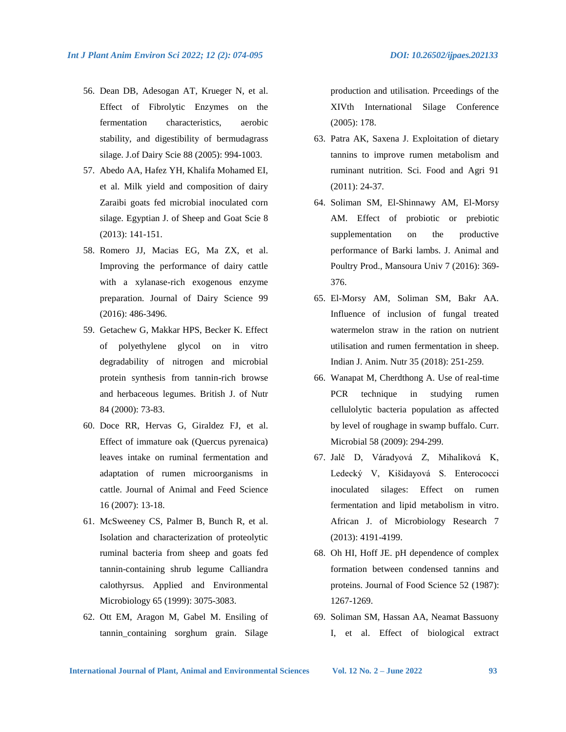56. Dean DB, Adesogan AT, Krueger N, et al. Effect of Fibrolytic Enzymes on the fermentation characteristics, aerobic stability, and digestibility of bermudagrass silage. J.of Dairy Scie 88 (2005): 994-1003.
57. Abedo AA, Hafez YH, Khalifa Mohamed EI, et al. Milk yield and composition of dairy Zaraibi goats fed microbial inoculated corn silage. Egyptian J. of Sheep and Goat Scie 8 (2013): 141-151.
58. Romero JJ, Macias EG, Ma ZX, et al. Improving the performance of dairy cattle with a xylanase-rich exogenous enzyme preparation. Journal of Dairy Science 99 (2016): 486-3496.
59. Getachew G, Makkar HPS, Becker K. Effect of polyethylene glycol on in vitro degradability of nitrogen and microbial protein synthesis from tannin-rich browse and herbaceous legumes. British J. of Nutr 84 (2000): 73-83.
60. Doce RR, Hervas G, Giraldez FJ, et al. Effect of immature oak (Quercus pyrenaica) leaves intake on ruminal fermentation and adaptation of rumen microorganisms in cattle. Journal of Animal and Feed Science 16 (2007): 13-18.
61. McSweeney CS, Palmer B, Bunch R, et al. Isolation and characterization of proteolytic ruminal bacteria from sheep and goats fed tannin-containing shrub legume Calliandra calothyrsus. Applied and Environmental Microbiology 65 (1999): 3075-3083.
62. Ott EM, Aragon M, Gabel M. Ensiling of tannin_containing sorghum grain. Silage production and utilisation. Prceedings of the XIVth International Silage Conference (2005): 178.
63. Patra AK, Saxena J. Exploitation of dietary tannins to improve rumen metabolism and ruminant nutrition. Sci. Food and Agri 91 (2011): 24-37.
64. Soliman SM, El-Shinnawy AM, El-Morsy AM. Effect of probiotic or prebiotic supplementation on the productive performance of Barki lambs. J. Animal and Poultry Prod., Mansoura Univ 7 (2016): 369-376.
65. El-Morsy AM, Soliman SM, Bakr AA. Influence of inclusion of fungal treated watermelon straw in the ration on nutrient utilisation and rumen fermentation in sheep. Indian J. Anim. Nutr 35 (2018): 251-259.
66. Wanapat M, Cherdthong A. Use of real-time PCR technique in studying rumen cellulolytic bacteria population as affected by level of roughage in swamp buffalo. Curr. Microbial 58 (2009): 294-299.
67. Jalč D, Váradyová Z, Mihaliková K, Ledecký V, Kišidayová S. Enterococci inoculated silages: Effect on rumen fermentation and lipid metabolism in vitro. African J. of Microbiology Research 7 (2013): 4191-4199.
68. Oh HI, Hoff JE. pH dependence of complex formation between condensed tannins and proteins. Journal of Food Science 52 (1987): 1267-1269.
69. Soliman SM, Hassan AA, Neamat Bassuony I, et al. Effect of biological extract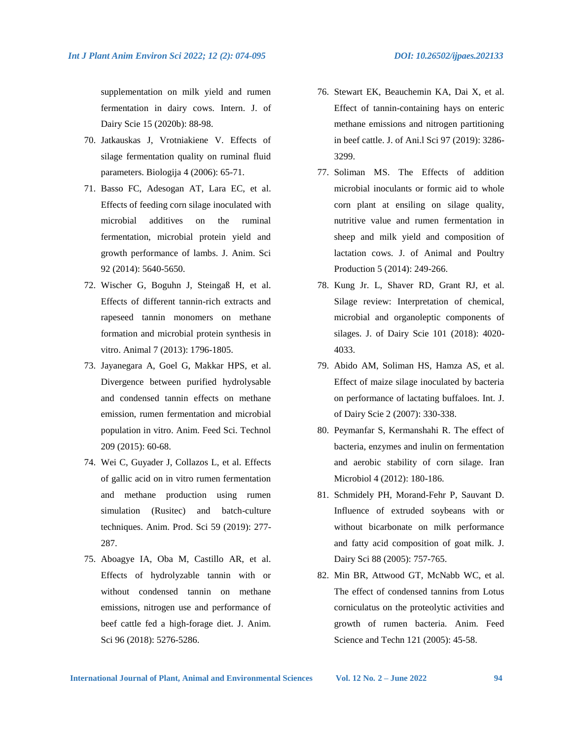supplementation on milk yield and rumen fermentation in dairy cows. Intern. J. of Dairy Scie 15 (2020b): 88-98.

70. Jatkauskas J, Vrotniakiene V. Effects of silage fermentation quality on ruminal fluid parameters. Biologija 4 (2006): 65-71.
71. Basso FC, Adesogan AT, Lara EC, et al. Effects of feeding corn silage inoculated with microbial additives on the ruminal fermentation, microbial protein yield and growth performance of lambs. J. Anim. Sci 92 (2014): 5640-5650.
72. Wischer G, Boguhn J, Steingaß H, et al. Effects of different tannin-rich extracts and rapeseed tannin monomers on methane formation and microbial protein synthesis in vitro. Animal 7 (2013): 1796-1805.
73. Jayanegara A, Goel G, Makkar HPS, et al. Divergence between purified hydrolysable and condensed tannin effects on methane emission, rumen fermentation and microbial population in vitro. Anim. Feed Sci. Technol 209 (2015): 60-68.
74. Wei C, Guyader J, Collazos L, et al. Effects of gallic acid on in vitro rumen fermentation and methane production using rumen simulation (Rusitec) and batch-culture techniques. Anim. Prod. Sci 59 (2019): 277-287.
75. Aboagye IA, Oba M, Castillo AR, et al. Effects of hydrolyzable tannin with or without condensed tannin on methane emissions, nitrogen use and performance of beef cattle fed a high-forage diet. J. Anim. Sci 96 (2018): 5276-5286.
76. Stewart EK, Beauchemin KA, Dai X, et al. Effect of tannin-containing hays on enteric methane emissions and nitrogen partitioning in beef cattle. J. of Ani.l Sci 97 (2019): 3286-3299.
77. Soliman MS. The Effects of addition microbial inoculants or formic aid to whole corn plant at ensiling on silage quality, nutritive value and rumen fermentation in sheep and milk yield and composition of lactation cows. J. of Animal and Poultry Production 5 (2014): 249-266.
78. Kung Jr. L, Shaver RD, Grant RJ, et al. Silage review: Interpretation of chemical, microbial and organoleptic components of silages. J. of Dairy Scie 101 (2018): 4020-4033.
79. Abido AM, Soliman HS, Hamza AS, et al. Effect of maize silage inoculated by bacteria on performance of lactating buffaloes. Int. J. of Dairy Scie 2 (2007): 330-338.
80. Peymanfar S, Kermanshahi R. The effect of bacteria, enzymes and inulin on fermentation and aerobic stability of corn silage. Iran Microbiol 4 (2012): 180-186.
81. Schmidely PH, Morand-Fehr P, Sauvant D. Influence of extruded soybeans with or without bicarbonate on milk performance and fatty acid composition of goat milk. J. Dairy Sci 88 (2005): 757-765.
82. Min BR, Attwood GT, McNabb WC, et al. The effect of condensed tannins from Lotus corniculatus on the proteolytic activities and growth of rumen bacteria. Anim. Feed Science and Techn 121 (2005): 45-58.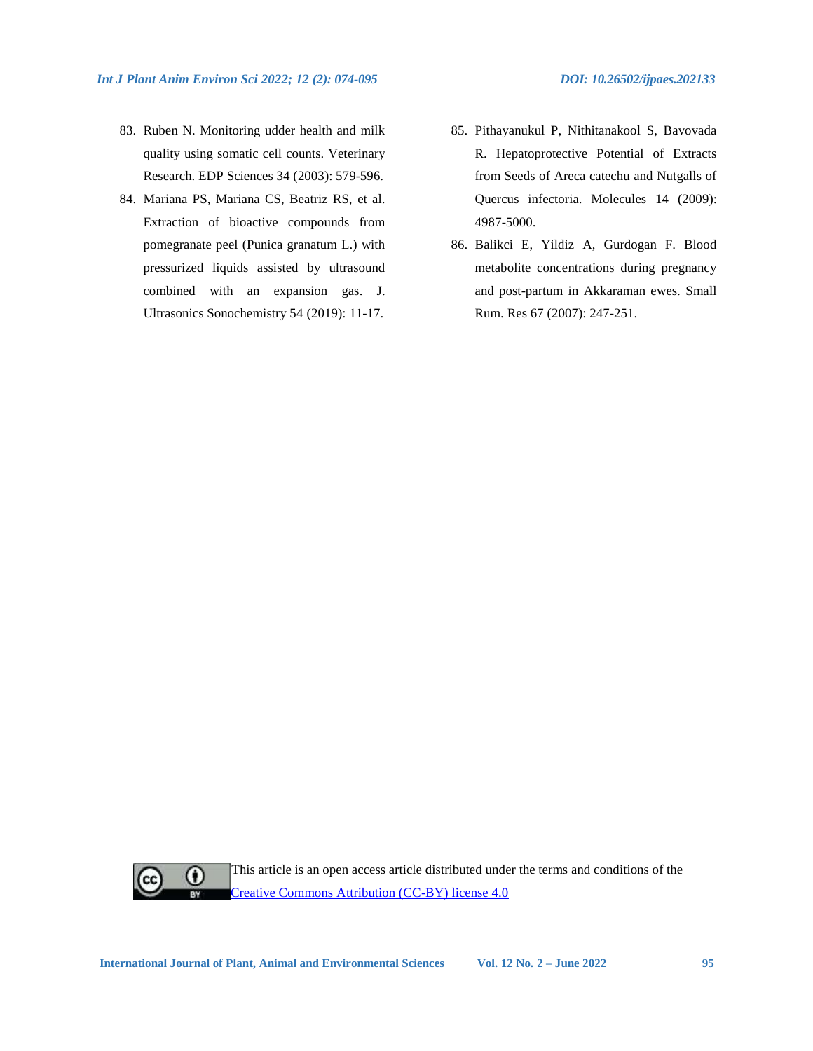83. Ruben N. Monitoring udder health and milk quality using somatic cell counts. Veterinary Research. EDP Sciences 34 (2003): 579-596.
84. Mariana PS, Mariana CS, Beatriz RS, et al. Extraction of bioactive compounds from pomegranate peel (Punica granatum L.) with pressurized liquids assisted by ultrasound combined with an expansion gas. J. Ultrasonics Sonochemistry 54 (2019): 11-17.
85. Pithayanukul P, Nithitanakool S, Bavovada R. Hepatoprotective Potential of Extracts from Seeds of Areca catechu and Nutgalls of Quercus infectoria. Molecules 14 (2009): 4987-5000.
86. Balikci E, Yildiz A, Gurdogan F. Blood metabolite concentrations during pregnancy and post-partum in Akkaraman ewes. Small Rum. Res 67 (2007): 247-251.

This article is an open access article distributed under the terms and conditions of the [Creative Commons Attribution (CC-BY) license 4.0]